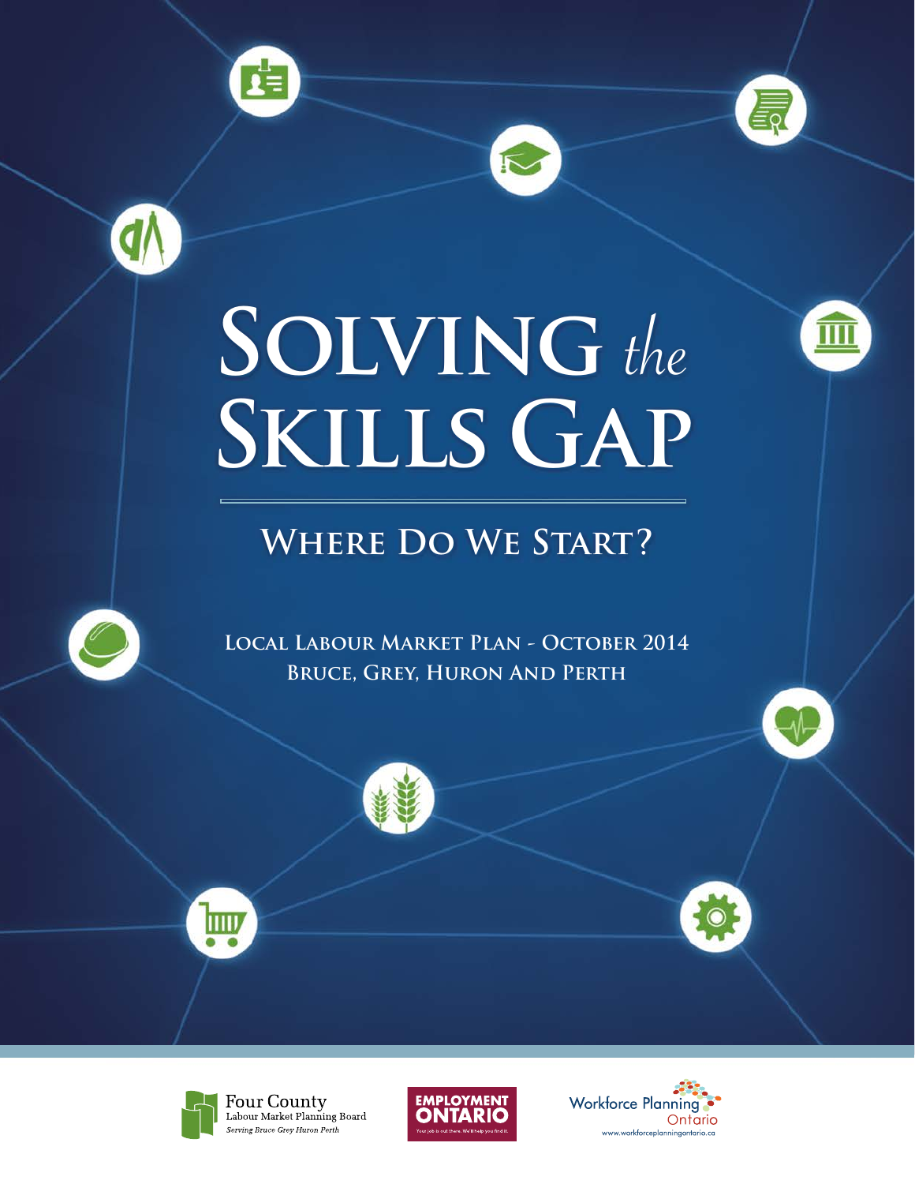# Solving *the* Skills Gap

## Where Do We Start?

**Local Labour Market Plan - October 2014**

**Bruce, Grey, Huron And Perth**

Four County Labour Market Planning Board
*Serving Bruce Grey Huron Perth*

Employment Ontario
Your job is out there. We'll help you find it.

Workforce Planning Ontario
www.workforceplanningontario.ca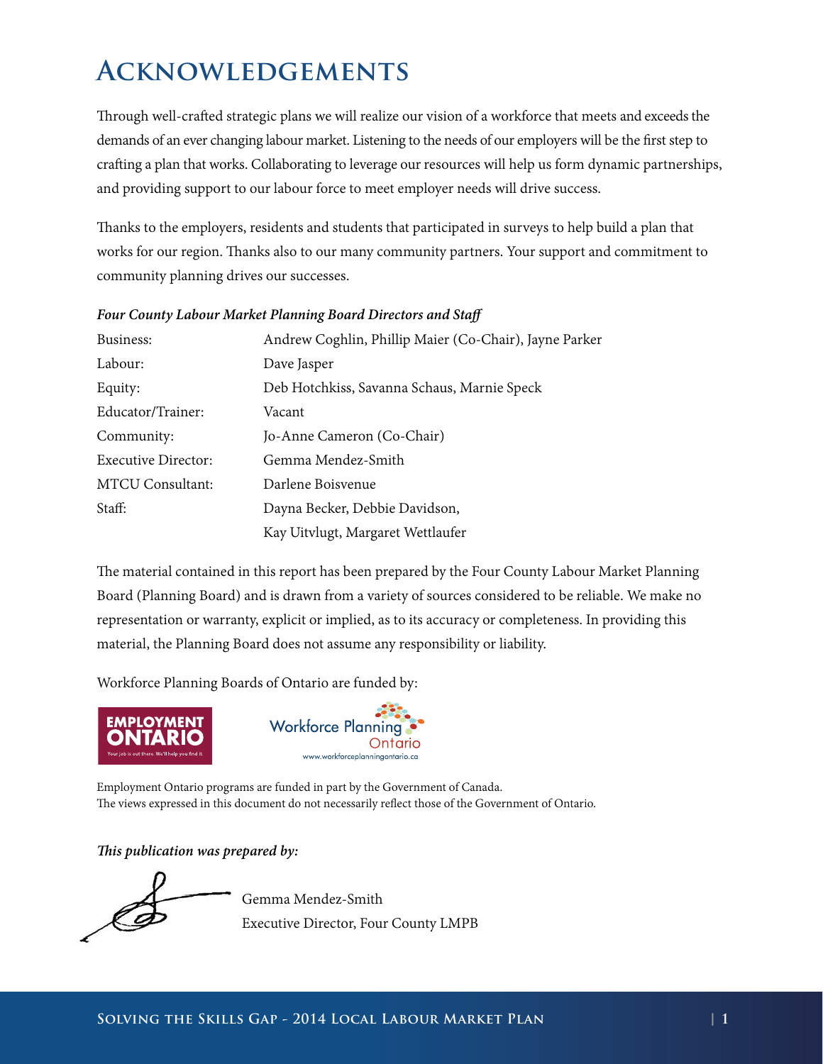# Acknowledgements

Through well-crafted strategic plans we will realize our vision of a workforce that meets and exceeds the demands of an ever changing labour market. Listening to the needs of our employers will be the first step to crafting a plan that works. Collaborating to leverage our resources will help us form dynamic partnerships, and providing support to our labour force to meet employer needs will drive success.

Thanks to the employers, residents and students that participated in surveys to help build a plan that works for our region. Thanks also to our many community partners. Your support and commitment to community planning drives our successes.

***Four County Labour Market Planning Board Directors and Staff***

| | |
|---|---|
| Business: | Andrew Coghlin, Phillip Maier (Co-Chair), Jayne Parker |
| Labour: | Dave Jasper |
| Equity: | Deb Hotchkiss, Savanna Schaus, Marnie Speck |
| Educator/Trainer: | Vacant |
| Community: | Jo-Anne Cameron (Co-Chair) |
| Executive Director: | Gemma Mendez-Smith |
| MTCU Consultant: | Darlene Boisvenue |
| Staff: | Dayna Becker, Debbie Davidson, Kay Uitvlugt, Margaret Wettlaufer |

The material contained in this report has been prepared by the Four County Labour Market Planning Board (Planning Board) and is drawn from a variety of sources considered to be reliable. We make no representation or warranty, explicit or implied, as to its accuracy or completeness. In providing this material, the Planning Board does not assume any responsibility or liability.

Workforce Planning Boards of Ontario are funded by:

EMPLOYMENT ONTARIO — Your job is out there. We'll help you find it.

Workforce Planning Ontario — www.workforceplanningontario.ca

Employment Ontario programs are funded in part by the Government of Canada.
The views expressed in this document do not necessarily reflect those of the Government of Ontario.

***This publication was prepared by:***

Gemma Mendez-Smith
Executive Director, Four County LMPB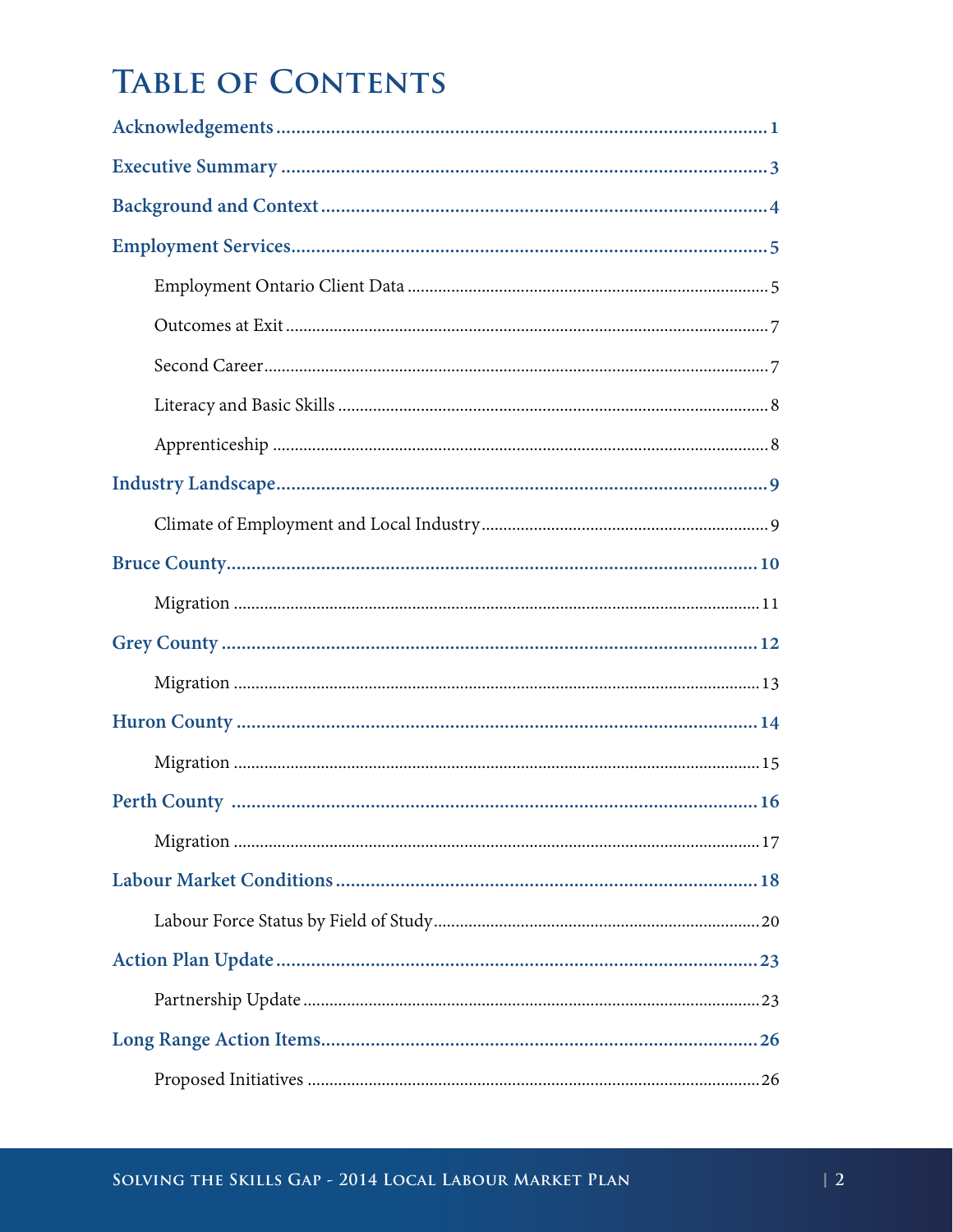# Table of Contents

**Acknowledgements** .......... 1

**Executive Summary** .......... 3

**Background and Context** .......... 4

**Employment Services** .......... 5

- Employment Ontario Client Data .......... 5
- Outcomes at Exit .......... 7
- Second Career .......... 7
- Literacy and Basic Skills .......... 8
- Apprenticeship .......... 8

**Industry Landscape** .......... 9

- Climate of Employment and Local Industry .......... 9

**Bruce County** .......... 10

- Migration .......... 11

**Grey County** .......... 12

- Migration .......... 13

**Huron County** .......... 14

- Migration .......... 15

**Perth County** .......... 16

- Migration .......... 17

**Labour Market Conditions** .......... 18

- Labour Force Status by Field of Study .......... 20

**Action Plan Update** .......... 23

- Partnership Update .......... 23

**Long Range Action Items** .......... 26

- Proposed Initiatives .......... 26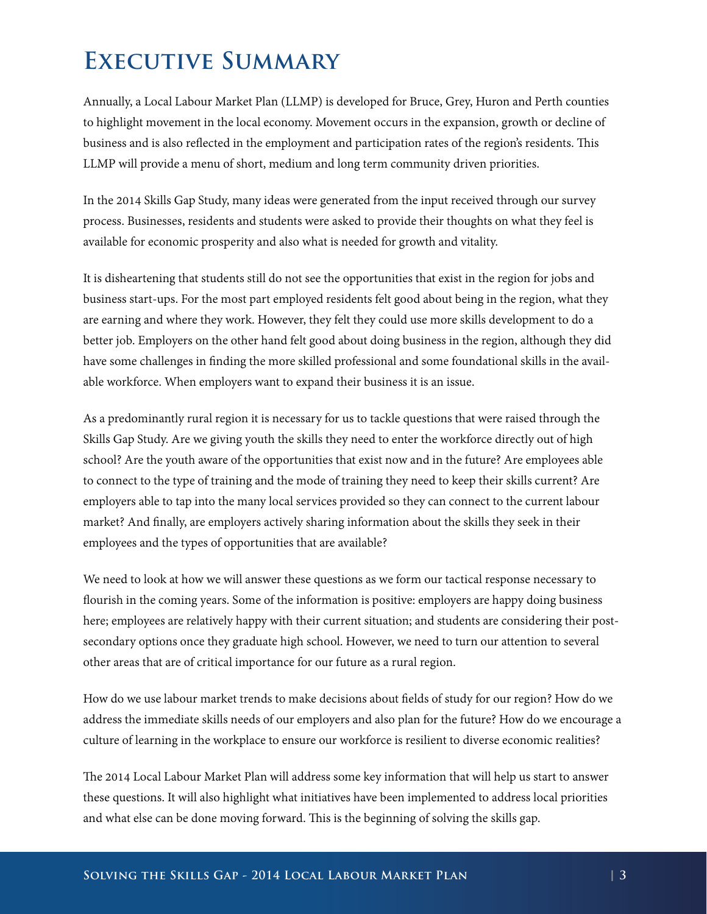# Executive Summary

Annually, a Local Labour Market Plan (LLMP) is developed for Bruce, Grey, Huron and Perth counties to highlight movement in the local economy. Movement occurs in the expansion, growth or decline of business and is also reflected in the employment and participation rates of the region's residents. This LLMP will provide a menu of short, medium and long term community driven priorities.

In the 2014 Skills Gap Study, many ideas were generated from the input received through our survey process. Businesses, residents and students were asked to provide their thoughts on what they feel is available for economic prosperity and also what is needed for growth and vitality.

It is disheartening that students still do not see the opportunities that exist in the region for jobs and business start-ups. For the most part employed residents felt good about being in the region, what they are earning and where they work. However, they felt they could use more skills development to do a better job. Employers on the other hand felt good about doing business in the region, although they did have some challenges in finding the more skilled professional and some foundational skills in the available workforce. When employers want to expand their business it is an issue.

As a predominantly rural region it is necessary for us to tackle questions that were raised through the Skills Gap Study. Are we giving youth the skills they need to enter the workforce directly out of high school? Are the youth aware of the opportunities that exist now and in the future? Are employees able to connect to the type of training and the mode of training they need to keep their skills current? Are employers able to tap into the many local services provided so they can connect to the current labour market? And finally, are employers actively sharing information about the skills they seek in their employees and the types of opportunities that are available?

We need to look at how we will answer these questions as we form our tactical response necessary to flourish in the coming years. Some of the information is positive: employers are happy doing business here; employees are relatively happy with their current situation; and students are considering their post-secondary options once they graduate high school. However, we need to turn our attention to several other areas that are of critical importance for our future as a rural region.

How do we use labour market trends to make decisions about fields of study for our region? How do we address the immediate skills needs of our employers and also plan for the future? How do we encourage a culture of learning in the workplace to ensure our workforce is resilient to diverse economic realities?

The 2014 Local Labour Market Plan will address some key information that will help us start to answer these questions. It will also highlight what initiatives have been implemented to address local priorities and what else can be done moving forward. This is the beginning of solving the skills gap.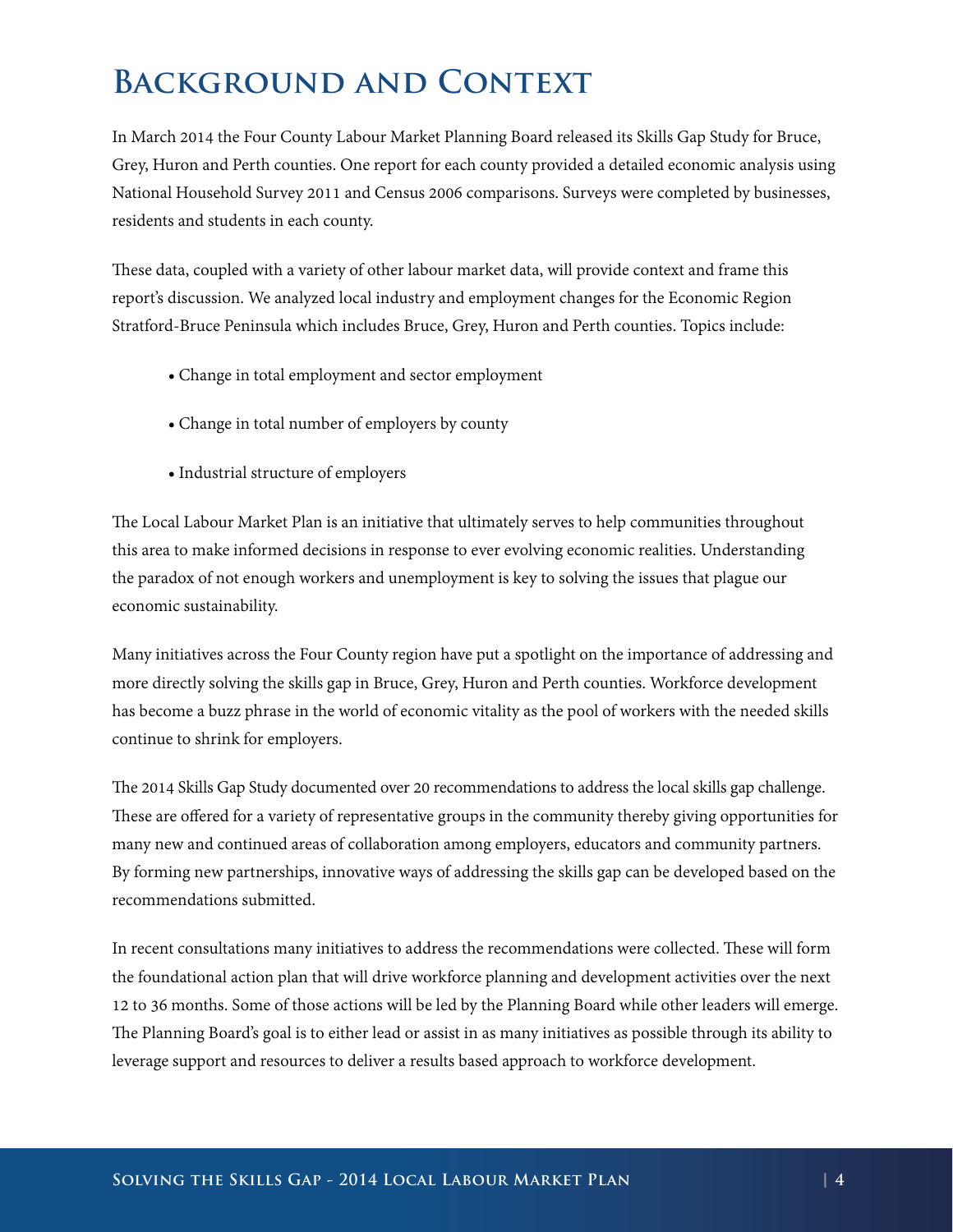# Background and Context

In March 2014 the Four County Labour Market Planning Board released its Skills Gap Study for Bruce, Grey, Huron and Perth counties. One report for each county provided a detailed economic analysis using National Household Survey 2011 and Census 2006 comparisons. Surveys were completed by businesses, residents and students in each county.

These data, coupled with a variety of other labour market data, will provide context and frame this report's discussion. We analyzed local industry and employment changes for the Economic Region Stratford-Bruce Peninsula which includes Bruce, Grey, Huron and Perth counties. Topics include:

- Change in total employment and sector employment
- Change in total number of employers by county
- Industrial structure of employers

The Local Labour Market Plan is an initiative that ultimately serves to help communities throughout this area to make informed decisions in response to ever evolving economic realities. Understanding the paradox of not enough workers and unemployment is key to solving the issues that plague our economic sustainability.

Many initiatives across the Four County region have put a spotlight on the importance of addressing and more directly solving the skills gap in Bruce, Grey, Huron and Perth counties. Workforce development has become a buzz phrase in the world of economic vitality as the pool of workers with the needed skills continue to shrink for employers.

The 2014 Skills Gap Study documented over 20 recommendations to address the local skills gap challenge. These are offered for a variety of representative groups in the community thereby giving opportunities for many new and continued areas of collaboration among employers, educators and community partners. By forming new partnerships, innovative ways of addressing the skills gap can be developed based on the recommendations submitted.

In recent consultations many initiatives to address the recommendations were collected. These will form the foundational action plan that will drive workforce planning and development activities over the next 12 to 36 months. Some of those actions will be led by the Planning Board while other leaders will emerge. The Planning Board's goal is to either lead or assist in as many initiatives as possible through its ability to leverage support and resources to deliver a results based approach to workforce development.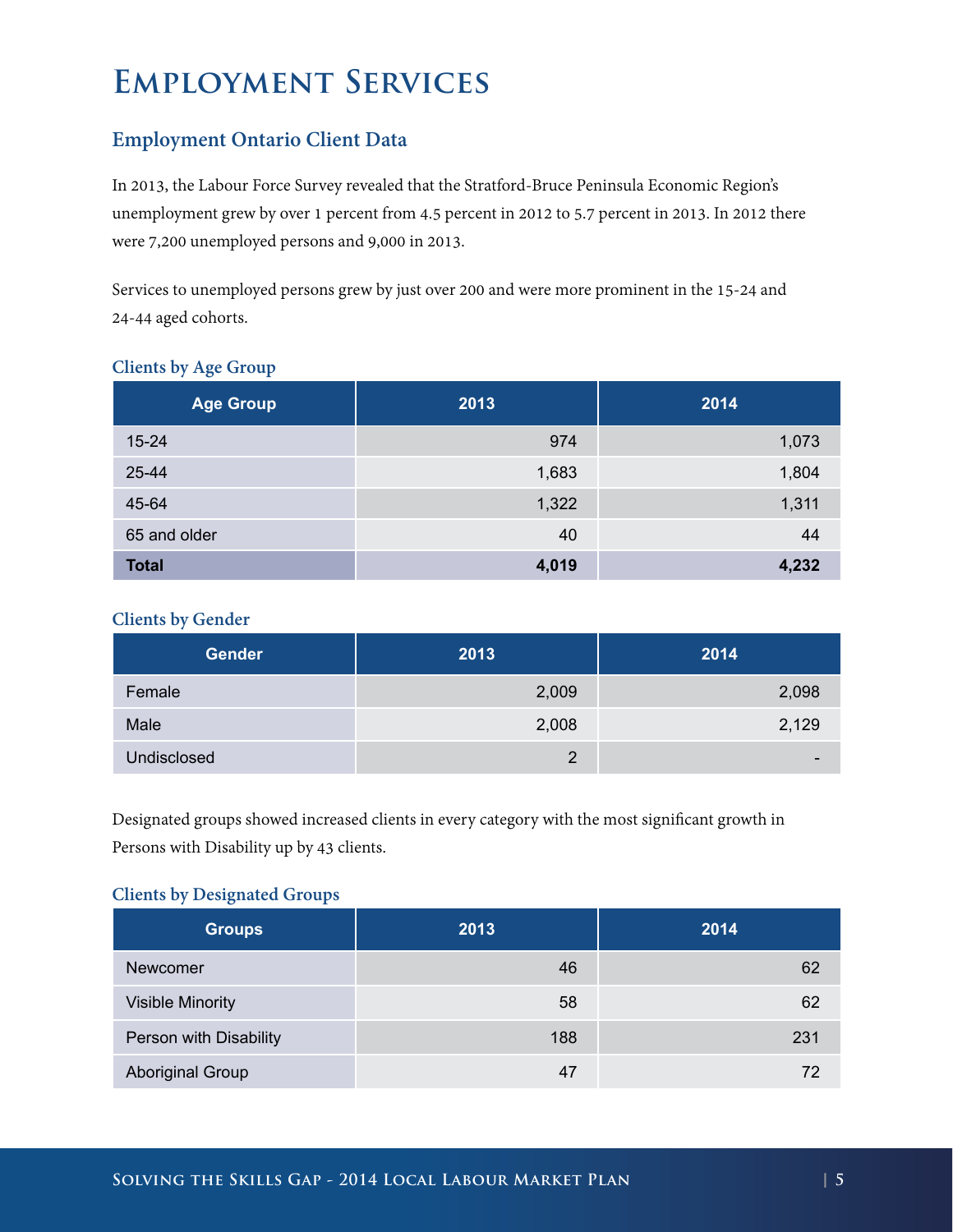# Employment Services

## Employment Ontario Client Data

In 2013, the Labour Force Survey revealed that the Stratford-Bruce Peninsula Economic Region's unemployment grew by over 1 percent from 4.5 percent in 2012 to 5.7 percent in 2013. In 2012 there were 7,200 unemployed persons and 9,000 in 2013.

Services to unemployed persons grew by just over 200 and were more prominent in the 15-24 and 24-44 aged cohorts.

### Clients by Age Group

| Age Group | 2013 | 2014 |
| --- | --- | --- |
| 15-24 | 974 | 1,073 |
| 25-44 | 1,683 | 1,804 |
| 45-64 | 1,322 | 1,311 |
| 65 and older | 40 | 44 |
| **Total** | **4,019** | **4,232** |

### Clients by Gender

| Gender | 2013 | 2014 |
| --- | --- | --- |
| Female | 2,009 | 2,098 |
| Male | 2,008 | 2,129 |
| Undisclosed | 2 | - |

Designated groups showed increased clients in every category with the most significant growth in Persons with Disability up by 43 clients.

### Clients by Designated Groups

| Groups | 2013 | 2014 |
| --- | --- | --- |
| Newcomer | 46 | 62 |
| Visible Minority | 58 | 62 |
| Person with Disability | 188 | 231 |
| Aboriginal Group | 47 | 72 |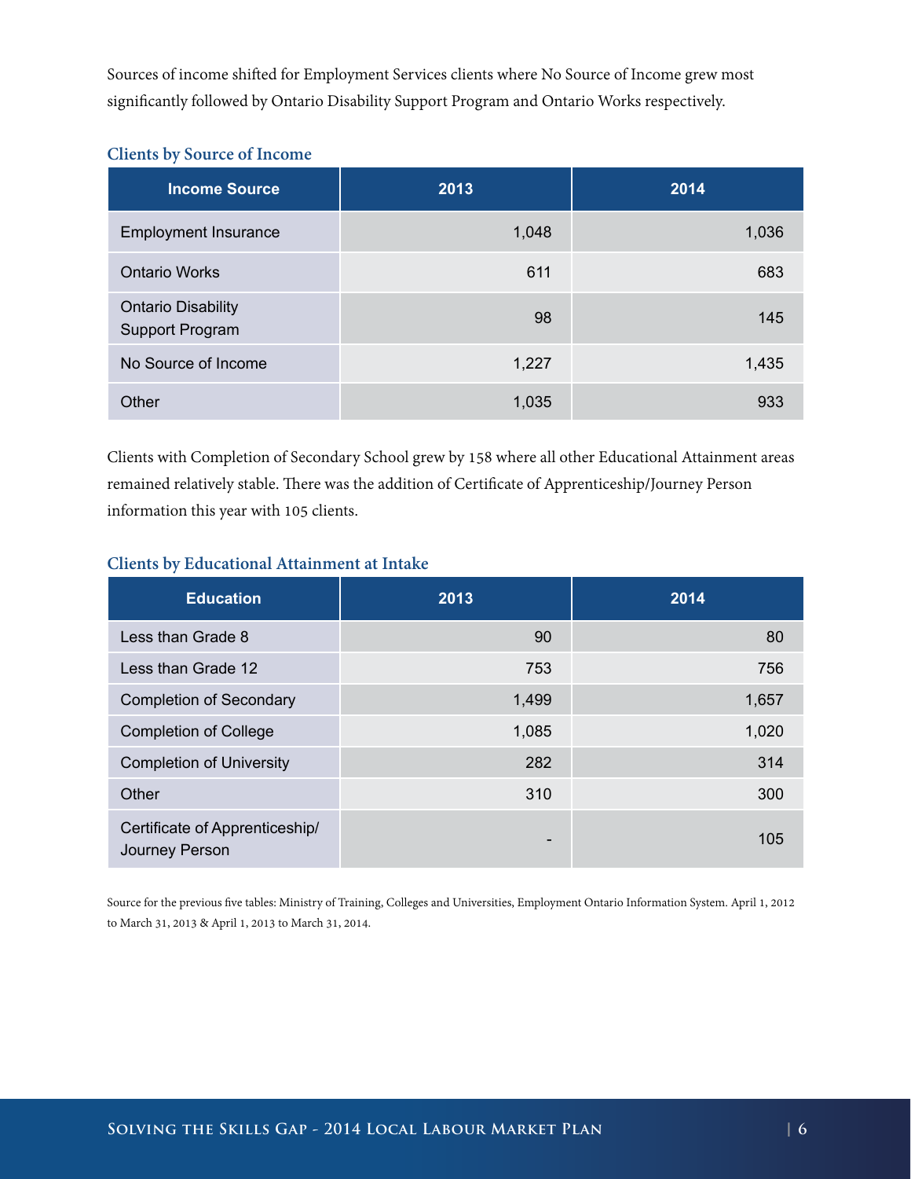Sources of income shifted for Employment Services clients where No Source of Income grew most significantly followed by Ontario Disability Support Program and Ontario Works respectively.

### Clients by Source of Income

| Income Source | 2013 | 2014 |
|---|---|---|
| Employment Insurance | 1,048 | 1,036 |
| Ontario Works | 611 | 683 |
| Ontario Disability Support Program | 98 | 145 |
| No Source of Income | 1,227 | 1,435 |
| Other | 1,035 | 933 |

Clients with Completion of Secondary School grew by 158 where all other Educational Attainment areas remained relatively stable. There was the addition of Certificate of Apprenticeship/Journey Person information this year with 105 clients.

### Clients by Educational Attainment at Intake

| Education | 2013 | 2014 |
|---|---|---|
| Less than Grade 8 | 90 | 80 |
| Less than Grade 12 | 753 | 756 |
| Completion of Secondary | 1,499 | 1,657 |
| Completion of College | 1,085 | 1,020 |
| Completion of University | 282 | 314 |
| Other | 310 | 300 |
| Certificate of Apprenticeship/ Journey Person | - | 105 |

Source for the previous five tables: Ministry of Training, Colleges and Universities, Employment Ontario Information System. April 1, 2012 to March 31, 2013 & April 1, 2013 to March 31, 2014.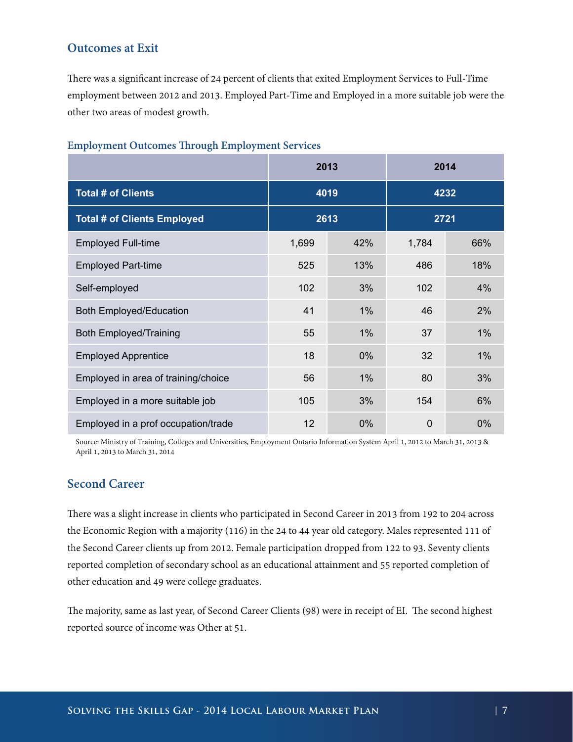## Outcomes at Exit

There was a significant increase of 24 percent of clients that exited Employment Services to Full-Time employment between 2012 and 2013. Employed Part-Time and Employed in a more suitable job were the other two areas of modest growth.

### Employment Outcomes Through Employment Services

| | 2013 | | 2014 | |
|---|---|---|---|---|
| **Total # of Clients** | 4019 | | 4232 | |
| **Total # of Clients Employed** | 2613 | | 2721 | |
| Employed Full-time | 1,699 | 42% | 1,784 | 66% |
| Employed Part-time | 525 | 13% | 486 | 18% |
| Self-employed | 102 | 3% | 102 | 4% |
| Both Employed/Education | 41 | 1% | 46 | 2% |
| Both Employed/Training | 55 | 1% | 37 | 1% |
| Employed Apprentice | 18 | 0% | 32 | 1% |
| Employed in area of training/choice | 56 | 1% | 80 | 3% |
| Employed in a more suitable job | 105 | 3% | 154 | 6% |
| Employed in a prof occupation/trade | 12 | 0% | 0 | 0% |

Source: Ministry of Training, Colleges and Universities, Employment Ontario Information System April 1, 2012 to March 31, 2013 & April 1, 2013 to March 31, 2014

## Second Career

There was a slight increase in clients who participated in Second Career in 2013 from 192 to 204 across the Economic Region with a majority (116) in the 24 to 44 year old category. Males represented 111 of the Second Career clients up from 2012. Female participation dropped from 122 to 93. Seventy clients reported completion of secondary school as an educational attainment and 55 reported completion of other education and 49 were college graduates.

The majority, same as last year, of Second Career Clients (98) were in receipt of EI. The second highest reported source of income was Other at 51.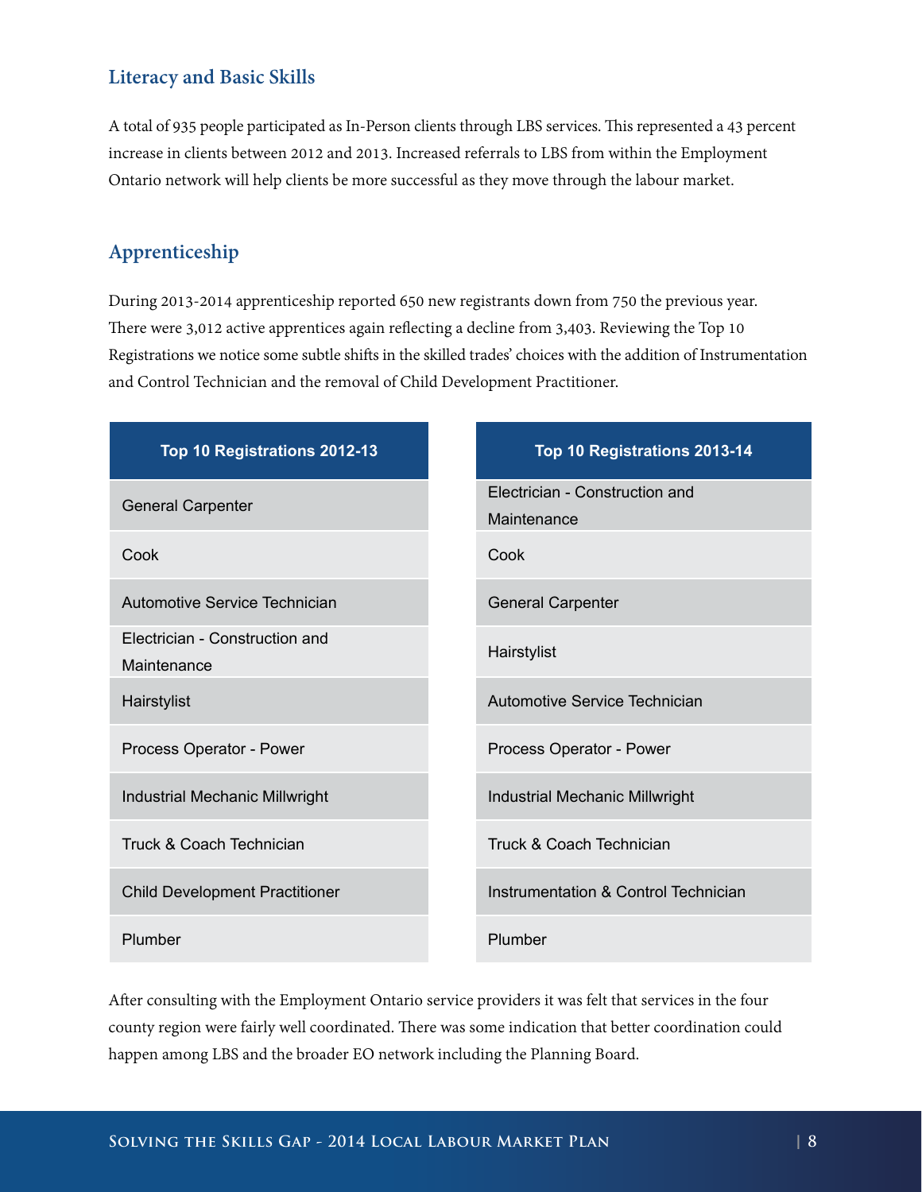## Literacy and Basic Skills

A total of 935 people participated as In-Person clients through LBS services. This represented a 43 percent increase in clients between 2012 and 2013. Increased referrals to LBS from within the Employment Ontario network will help clients be more successful as they move through the labour market.

## Apprenticeship

During 2013-2014 apprenticeship reported 650 new registrants down from 750 the previous year. There were 3,012 active apprentices again reflecting a decline from 3,403. Reviewing the Top 10 Registrations we notice some subtle shifts in the skilled trades' choices with the addition of Instrumentation and Control Technician and the removal of Child Development Practitioner.

| Top 10 Registrations 2012-13 |
|---|
| General Carpenter |
| Cook |
| Automotive Service Technician |
| Electrician - Construction and Maintenance |
| Hairstylist |
| Process Operator - Power |
| Industrial Mechanic Millwright |
| Truck & Coach Technician |
| Child Development Practitioner |
| Plumber |

| Top 10 Registrations 2013-14 |
|---|
| Electrician - Construction and Maintenance |
| Cook |
| General Carpenter |
| Hairstylist |
| Automotive Service Technician |
| Process Operator - Power |
| Industrial Mechanic Millwright |
| Truck & Coach Technician |
| Instrumentation & Control Technician |
| Plumber |

After consulting with the Employment Ontario service providers it was felt that services in the four county region were fairly well coordinated. There was some indication that better coordination could happen among LBS and the broader EO network including the Planning Board.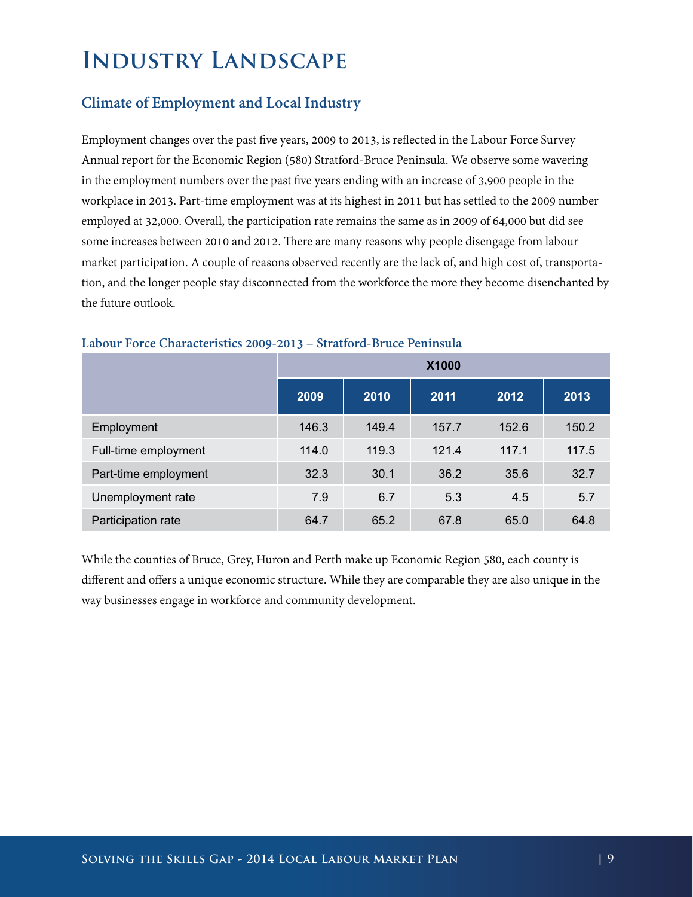# Industry Landscape

## Climate of Employment and Local Industry

Employment changes over the past five years, 2009 to 2013, is reflected in the Labour Force Survey Annual report for the Economic Region (580) Stratford-Bruce Peninsula. We observe some wavering in the employment numbers over the past five years ending with an increase of 3,900 people in the workplace in 2013. Part-time employment was at its highest in 2011 but has settled to the 2009 number employed at 32,000. Overall, the participation rate remains the same as in 2009 of 64,000 but did see some increases between 2010 and 2012. There are many reasons why people disengage from labour market participation. A couple of reasons observed recently are the lack of, and high cost of, transportation, and the longer people stay disconnected from the workforce the more they become disenchanted by the future outlook.

### Labour Force Characteristics 2009-2013 – Stratford-Bruce Peninsula

| | X1000 | | | | |
|---|---|---|---|---|---|
| | 2009 | 2010 | 2011 | 2012 | 2013 |
| Employment | 146.3 | 149.4 | 157.7 | 152.6 | 150.2 |
| Full-time employment | 114.0 | 119.3 | 121.4 | 117.1 | 117.5 |
| Part-time employment | 32.3 | 30.1 | 36.2 | 35.6 | 32.7 |
| Unemployment rate | 7.9 | 6.7 | 5.3 | 4.5 | 5.7 |
| Participation rate | 64.7 | 65.2 | 67.8 | 65.0 | 64.8 |

While the counties of Bruce, Grey, Huron and Perth make up Economic Region 580, each county is different and offers a unique economic structure. While they are comparable they are also unique in the way businesses engage in workforce and community development.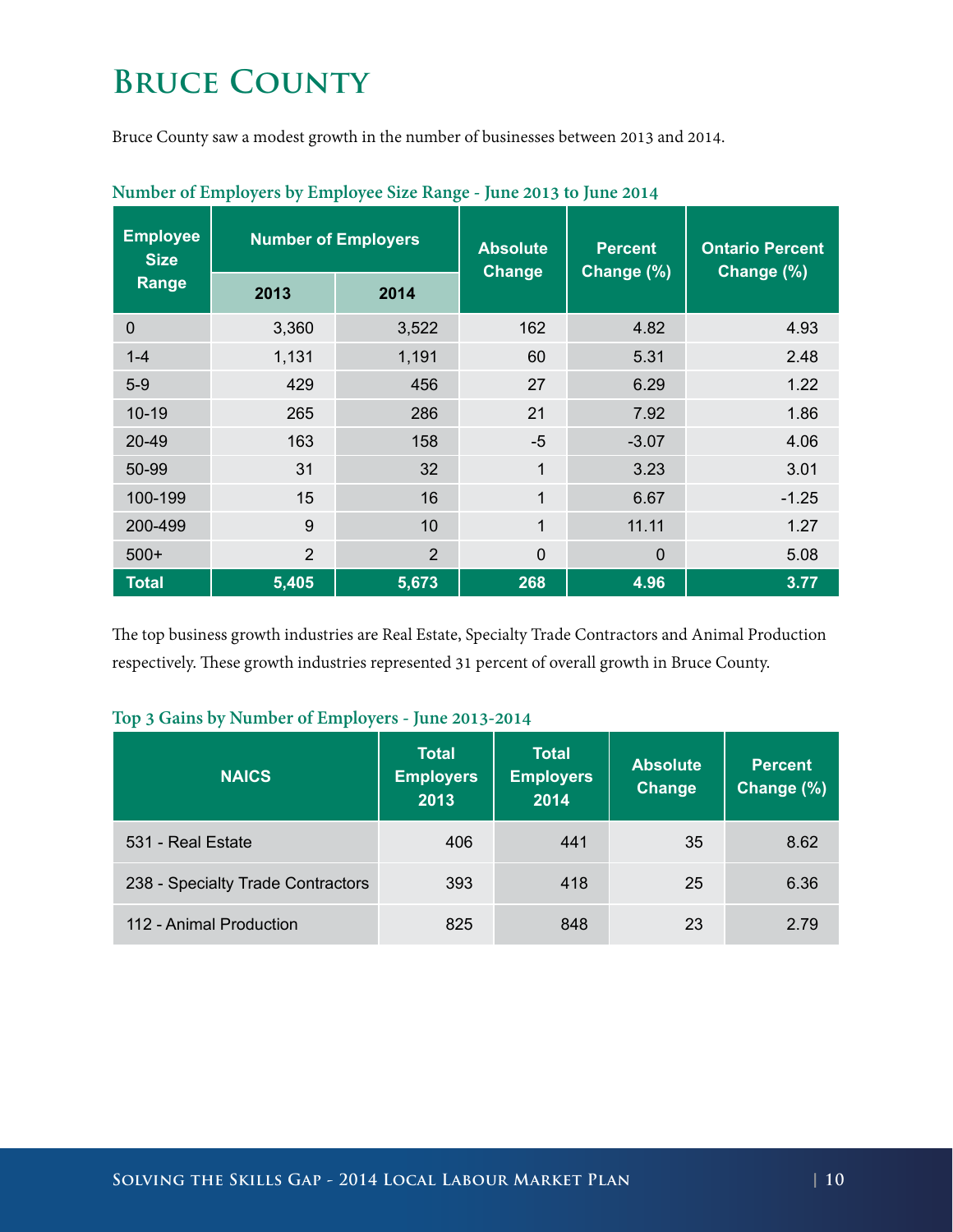# Bruce County

Bruce County saw a modest growth in the number of businesses between 2013 and 2014.

**Number of Employers by Employee Size Range - June 2013 to June 2014**

| Employee Size Range | Number of Employers | | Absolute Change | Percent Change (%) | Ontario Percent Change (%) |
|---|---|---|---|---|---|
| | 2013 | 2014 | | | |
| 0 | 3,360 | 3,522 | 162 | 4.82 | 4.93 |
| 1-4 | 1,131 | 1,191 | 60 | 5.31 | 2.48 |
| 5-9 | 429 | 456 | 27 | 6.29 | 1.22 |
| 10-19 | 265 | 286 | 21 | 7.92 | 1.86 |
| 20-49 | 163 | 158 | -5 | -3.07 | 4.06 |
| 50-99 | 31 | 32 | 1 | 3.23 | 3.01 |
| 100-199 | 15 | 16 | 1 | 6.67 | -1.25 |
| 200-499 | 9 | 10 | 1 | 11.11 | 1.27 |
| 500+ | 2 | 2 | 0 | 0 | 5.08 |
| **Total** | **5,405** | **5,673** | **268** | **4.96** | **3.77** |

The top business growth industries are Real Estate, Specialty Trade Contractors and Animal Production respectively. These growth industries represented 31 percent of overall growth in Bruce County.

**Top 3 Gains by Number of Employers - June 2013-2014**

| NAICS | Total Employers 2013 | Total Employers 2014 | Absolute Change | Percent Change (%) |
|---|---|---|---|---|
| 531 - Real Estate | 406 | 441 | 35 | 8.62 |
| 238 - Specialty Trade Contractors | 393 | 418 | 25 | 6.36 |
| 112 - Animal Production | 825 | 848 | 23 | 2.79 |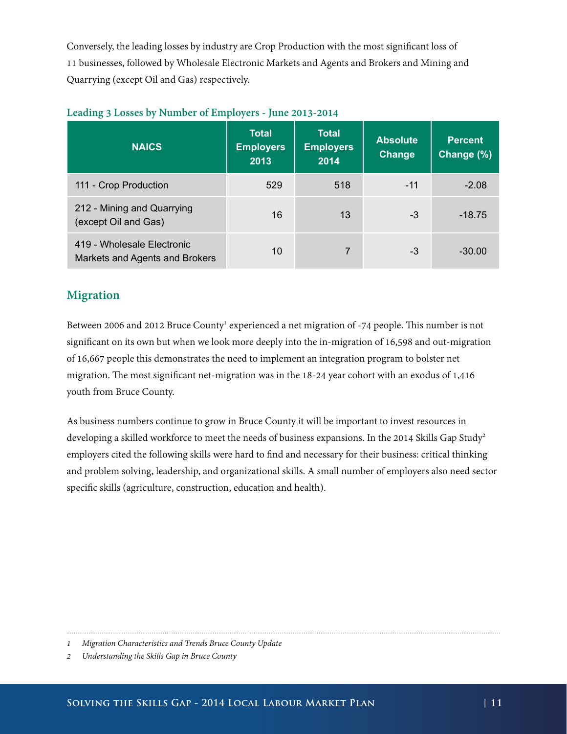Conversely, the leading losses by industry are Crop Production with the most significant loss of 11 businesses, followed by Wholesale Electronic Markets and Agents and Brokers and Mining and Quarrying (except Oil and Gas) respectively.

**Leading 3 Losses by Number of Employers - June 2013-2014**

| NAICS | Total Employers 2013 | Total Employers 2014 | Absolute Change | Percent Change (%) |
|---|---|---|---|---|
| 111 - Crop Production | 529 | 518 | -11 | -2.08 |
| 212 - Mining and Quarrying (except Oil and Gas) | 16 | 13 | -3 | -18.75 |
| 419 - Wholesale Electronic Markets and Agents and Brokers | 10 | 7 | -3 | -30.00 |

## Migration

Between 2006 and 2012 Bruce County[1] experienced a net migration of -74 people. This number is not significant on its own but when we look more deeply into the in-migration of 16,598 and out-migration of 16,667 people this demonstrates the need to implement an integration program to bolster net migration. The most significant net-migration was in the 18-24 year cohort with an exodus of 1,416 youth from Bruce County.

As business numbers continue to grow in Bruce County it will be important to invest resources in developing a skilled workforce to meet the needs of business expansions. In the 2014 Skills Gap Study[2] employers cited the following skills were hard to find and necessary for their business: critical thinking and problem solving, leadership, and organizational skills. A small number of employers also need sector specific skills (agriculture, construction, education and health).

1 *Migration Characteristics and Trends Bruce County Update*

2 *Understanding the Skills Gap in Bruce County*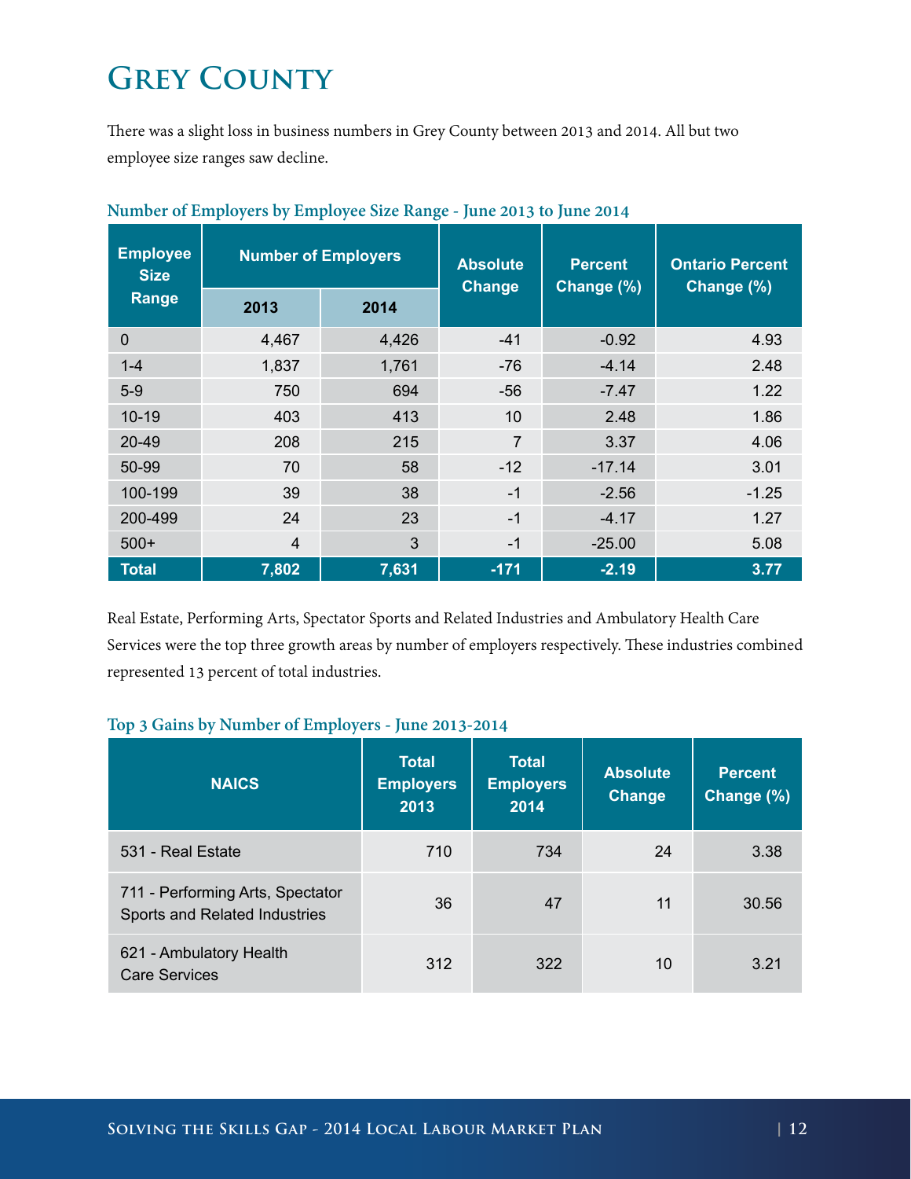# Grey County

There was a slight loss in business numbers in Grey County between 2013 and 2014. All but two employee size ranges saw decline.

**Number of Employers by Employee Size Range - June 2013 to June 2014**

| Employee Size Range | Number of Employers | | Absolute Change | Percent Change (%) | Ontario Percent Change (%) |
|---|---|---|---|---|---|
| | 2013 | 2014 | | | |
| 0 | 4,467 | 4,426 | -41 | -0.92 | 4.93 |
| 1-4 | 1,837 | 1,761 | -76 | -4.14 | 2.48 |
| 5-9 | 750 | 694 | -56 | -7.47 | 1.22 |
| 10-19 | 403 | 413 | 10 | 2.48 | 1.86 |
| 20-49 | 208 | 215 | 7 | 3.37 | 4.06 |
| 50-99 | 70 | 58 | -12 | -17.14 | 3.01 |
| 100-199 | 39 | 38 | -1 | -2.56 | -1.25 |
| 200-499 | 24 | 23 | -1 | -4.17 | 1.27 |
| 500+ | 4 | 3 | -1 | -25.00 | 5.08 |
| **Total** | **7,802** | **7,631** | **-171** | **-2.19** | **3.77** |

Real Estate, Performing Arts, Spectator Sports and Related Industries and Ambulatory Health Care Services were the top three growth areas by number of employers respectively. These industries combined represented 13 percent of total industries.

**Top 3 Gains by Number of Employers - June 2013-2014**

| NAICS | Total Employers 2013 | Total Employers 2014 | Absolute Change | Percent Change (%) |
|---|---|---|---|---|
| 531 - Real Estate | 710 | 734 | 24 | 3.38 |
| 711 - Performing Arts, Spectator Sports and Related Industries | 36 | 47 | 11 | 30.56 |
| 621 - Ambulatory Health Care Services | 312 | 322 | 10 | 3.21 |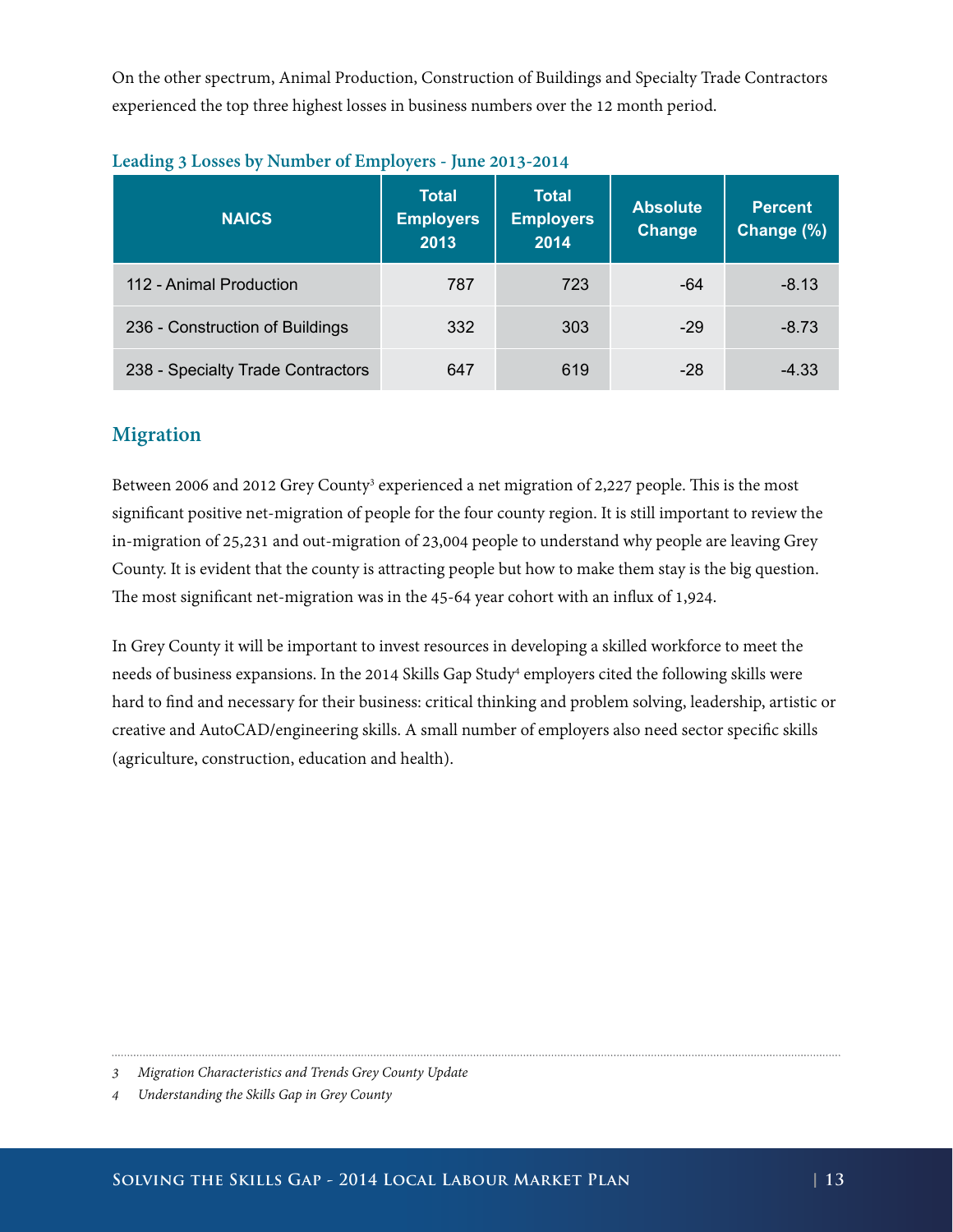On the other spectrum, Animal Production, Construction of Buildings and Specialty Trade Contractors experienced the top three highest losses in business numbers over the 12 month period.

**Leading 3 Losses by Number of Employers - June 2013-2014**

| NAICS | Total Employers 2013 | Total Employers 2014 | Absolute Change | Percent Change (%) |
|---|---|---|---|---|
| 112 - Animal Production | 787 | 723 | -64 | -8.13 |
| 236 - Construction of Buildings | 332 | 303 | -29 | -8.73 |
| 238 - Specialty Trade Contractors | 647 | 619 | -28 | -4.33 |

## Migration

Between 2006 and 2012 Grey County[3] experienced a net migration of 2,227 people. This is the most significant positive net-migration of people for the four county region. It is still important to review the in-migration of 25,231 and out-migration of 23,004 people to understand why people are leaving Grey County. It is evident that the county is attracting people but how to make them stay is the big question. The most significant net-migration was in the 45-64 year cohort with an influx of 1,924.

In Grey County it will be important to invest resources in developing a skilled workforce to meet the needs of business expansions. In the 2014 Skills Gap Study[4] employers cited the following skills were hard to find and necessary for their business: critical thinking and problem solving, leadership, artistic or creative and AutoCAD/engineering skills. A small number of employers also need sector specific skills (agriculture, construction, education and health).

---

3 *Migration Characteristics and Trends Grey County Update*

4 *Understanding the Skills Gap in Grey County*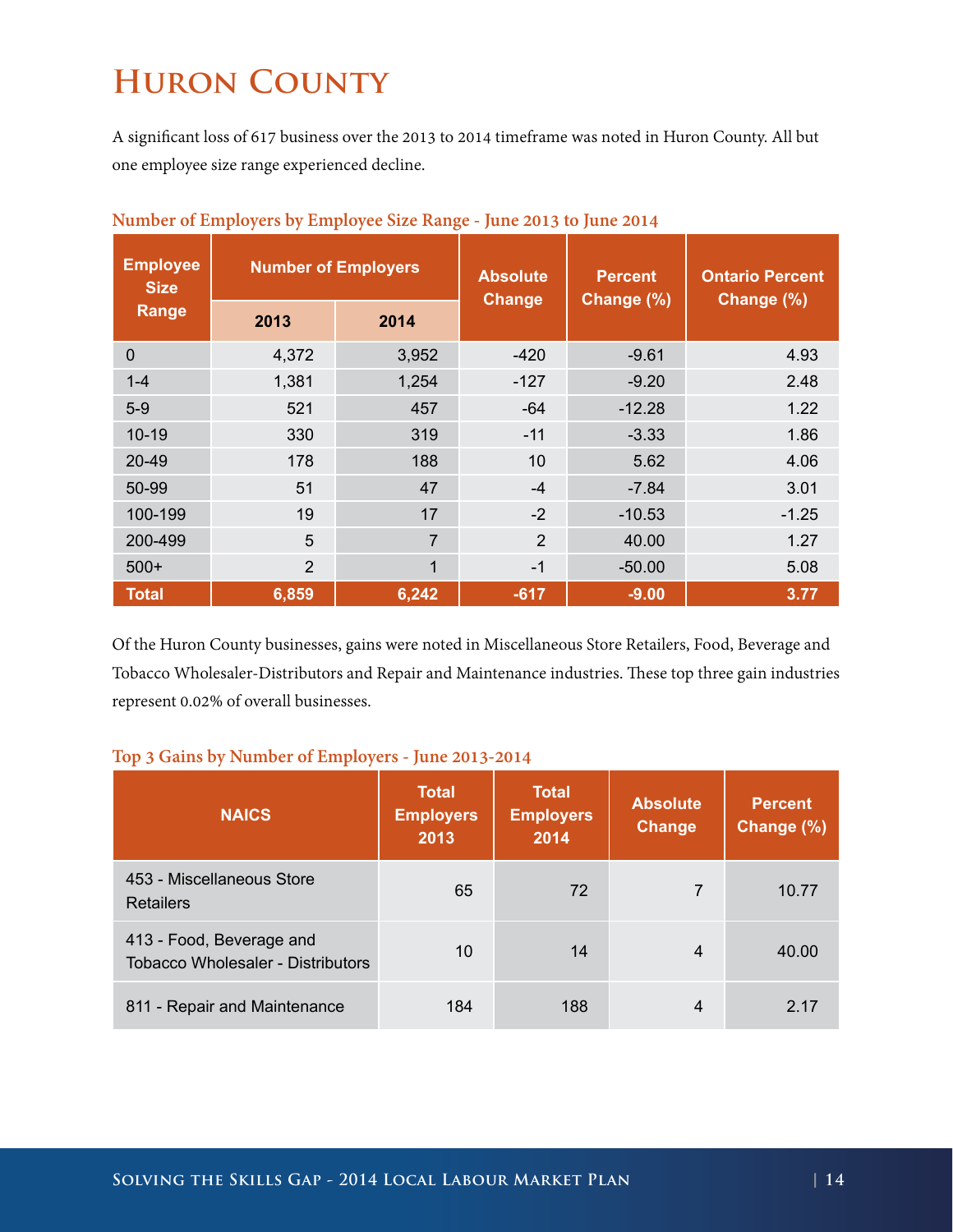# Huron County

A significant loss of 617 business over the 2013 to 2014 timeframe was noted in Huron County. All but one employee size range experienced decline.

**Number of Employers by Employee Size Range - June 2013 to June 2014**

| Employee Size Range | Number of Employers | | Absolute Change | Percent Change (%) | Ontario Percent Change (%) |
|---|---|---|---|---|---|
| | 2013 | 2014 | | | |
| 0 | 4,372 | 3,952 | -420 | -9.61 | 4.93 |
| 1-4 | 1,381 | 1,254 | -127 | -9.20 | 2.48 |
| 5-9 | 521 | 457 | -64 | -12.28 | 1.22 |
| 10-19 | 330 | 319 | -11 | -3.33 | 1.86 |
| 20-49 | 178 | 188 | 10 | 5.62 | 4.06 |
| 50-99 | 51 | 47 | -4 | -7.84 | 3.01 |
| 100-199 | 19 | 17 | -2 | -10.53 | -1.25 |
| 200-499 | 5 | 7 | 2 | 40.00 | 1.27 |
| 500+ | 2 | 1 | -1 | -50.00 | 5.08 |
| **Total** | **6,859** | **6,242** | **-617** | **-9.00** | **3.77** |

Of the Huron County businesses, gains were noted in Miscellaneous Store Retailers, Food, Beverage and Tobacco Wholesaler-Distributors and Repair and Maintenance industries. These top three gain industries represent 0.02% of overall businesses.

**Top 3 Gains by Number of Employers - June 2013-2014**

| NAICS | Total Employers 2013 | Total Employers 2014 | Absolute Change | Percent Change (%) |
|---|---|---|---|---|
| 453 - Miscellaneous Store Retailers | 65 | 72 | 7 | 10.77 |
| 413 - Food, Beverage and Tobacco Wholesaler - Distributors | 10 | 14 | 4 | 40.00 |
| 811 - Repair and Maintenance | 184 | 188 | 4 | 2.17 |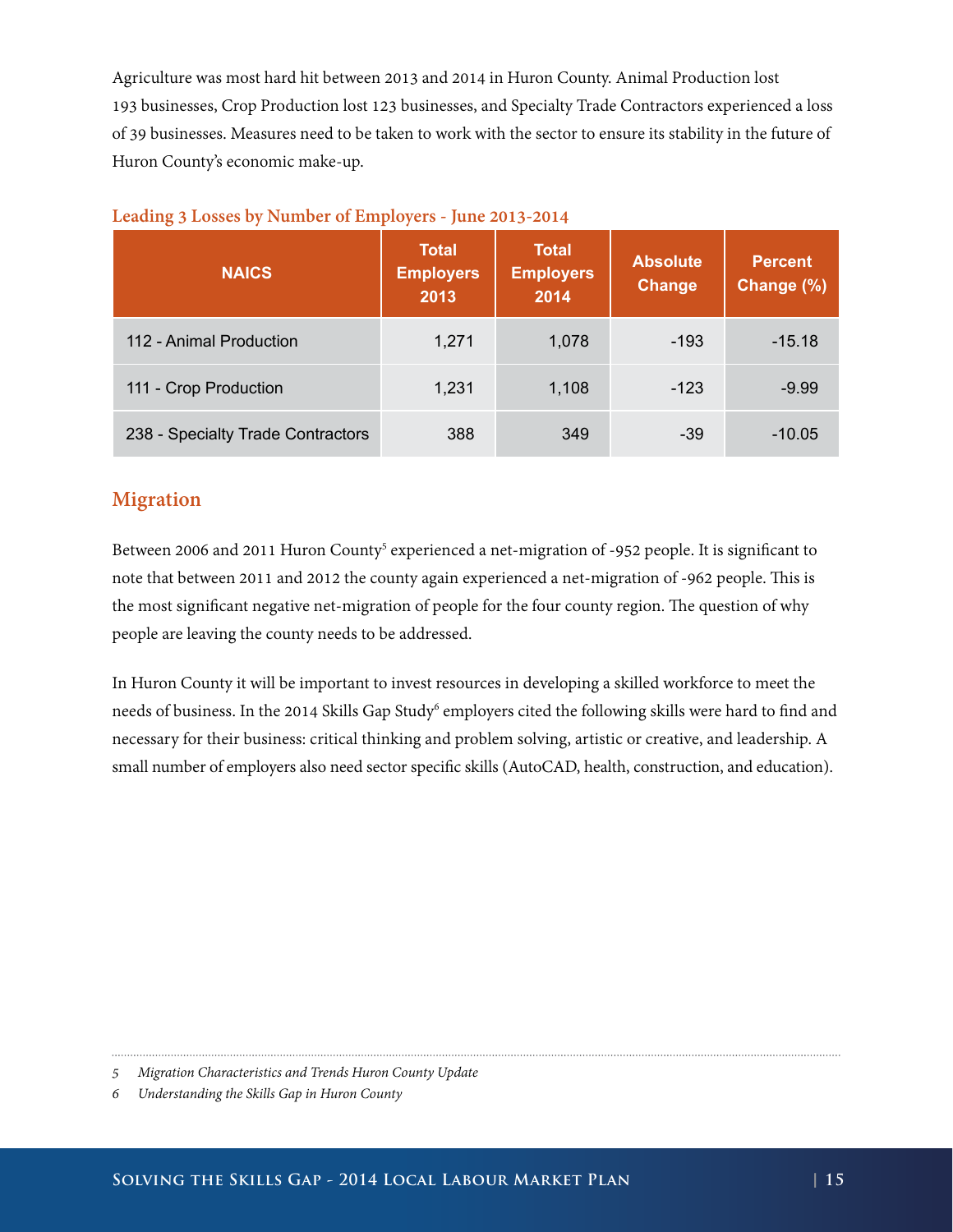Agriculture was most hard hit between 2013 and 2014 in Huron County. Animal Production lost 193 businesses, Crop Production lost 123 businesses, and Specialty Trade Contractors experienced a loss of 39 businesses. Measures need to be taken to work with the sector to ensure its stability in the future of Huron County's economic make-up.

### Leading 3 Losses by Number of Employers - June 2013-2014

| NAICS | Total Employers 2013 | Total Employers 2014 | Absolute Change | Percent Change (%) |
|---|---|---|---|---|
| 112 - Animal Production | 1,271 | 1,078 | -193 | -15.18 |
| 111 - Crop Production | 1,231 | 1,108 | -123 | -9.99 |
| 238 - Specialty Trade Contractors | 388 | 349 | -39 | -10.05 |

## Migration

Between 2006 and 2011 Huron County[5] experienced a net-migration of -952 people. It is significant to note that between 2011 and 2012 the county again experienced a net-migration of -962 people. This is the most significant negative net-migration of people for the four county region. The question of why people are leaving the county needs to be addressed.

In Huron County it will be important to invest resources in developing a skilled workforce to meet the needs of business. In the 2014 Skills Gap Study[6] employers cited the following skills were hard to find and necessary for their business: critical thinking and problem solving, artistic or creative, and leadership. A small number of employers also need sector specific skills (AutoCAD, health, construction, and education).

---

5 *Migration Characteristics and Trends Huron County Update*

6 *Understanding the Skills Gap in Huron County*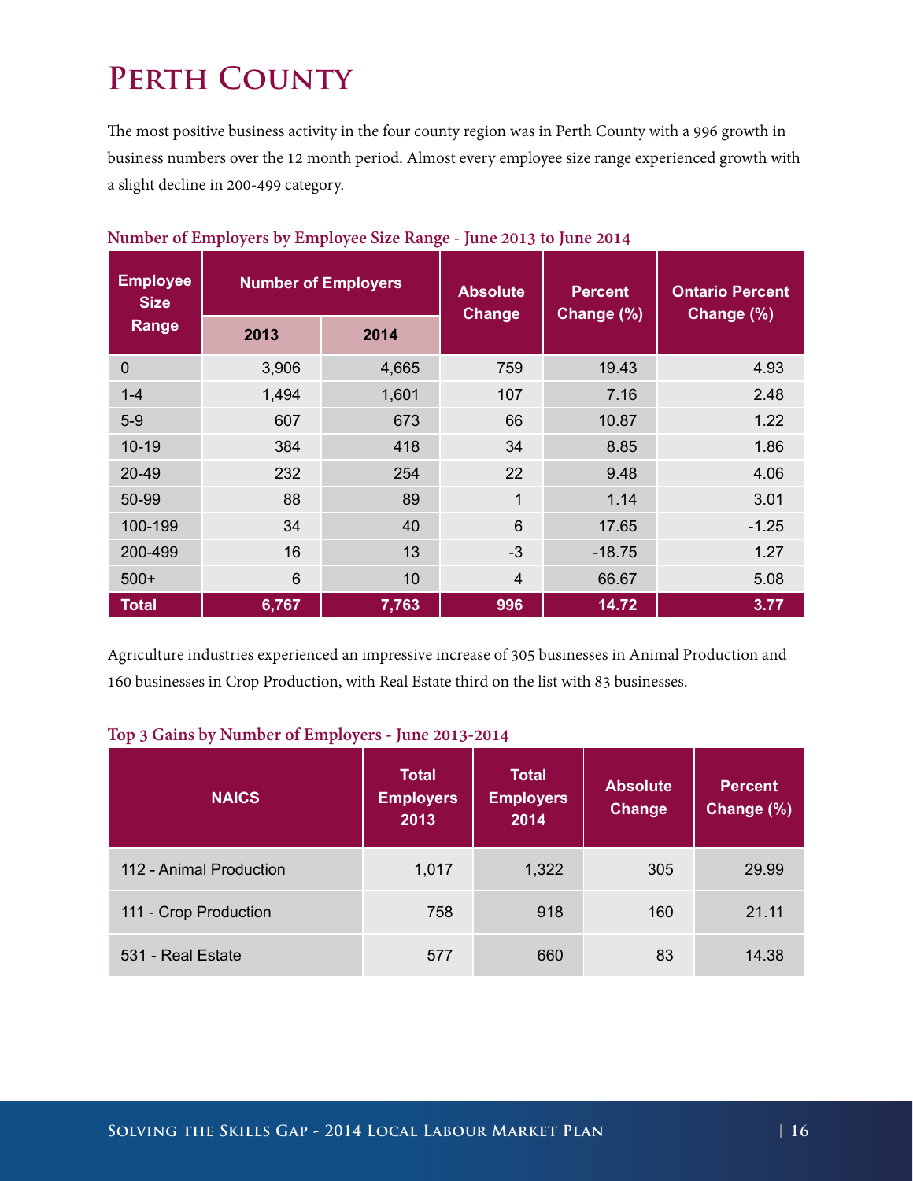# Perth County

The most positive business activity in the four county region was in Perth County with a 996 growth in business numbers over the 12 month period. Almost every employee size range experienced growth with a slight decline in 200-499 category.

**Number of Employers by Employee Size Range - June 2013 to June 2014**

| Employee Size Range | Number of Employers | | Absolute Change | Percent Change (%) | Ontario Percent Change (%) |
|---|---|---|---|---|---|
| | 2013 | 2014 | | | |
| 0 | 3,906 | 4,665 | 759 | 19.43 | 4.93 |
| 1-4 | 1,494 | 1,601 | 107 | 7.16 | 2.48 |
| 5-9 | 607 | 673 | 66 | 10.87 | 1.22 |
| 10-19 | 384 | 418 | 34 | 8.85 | 1.86 |
| 20-49 | 232 | 254 | 22 | 9.48 | 4.06 |
| 50-99 | 88 | 89 | 1 | 1.14 | 3.01 |
| 100-199 | 34 | 40 | 6 | 17.65 | -1.25 |
| 200-499 | 16 | 13 | -3 | -18.75 | 1.27 |
| 500+ | 6 | 10 | 4 | 66.67 | 5.08 |
| **Total** | **6,767** | **7,763** | **996** | **14.72** | **3.77** |

Agriculture industries experienced an impressive increase of 305 businesses in Animal Production and 160 businesses in Crop Production, with Real Estate third on the list with 83 businesses.

**Top 3 Gains by Number of Employers - June 2013-2014**

| NAICS | Total Employers 2013 | Total Employers 2014 | Absolute Change | Percent Change (%) |
|---|---|---|---|---|
| 112 - Animal Production | 1,017 | 1,322 | 305 | 29.99 |
| 111 - Crop Production | 758 | 918 | 160 | 21.11 |
| 531 - Real Estate | 577 | 660 | 83 | 14.38 |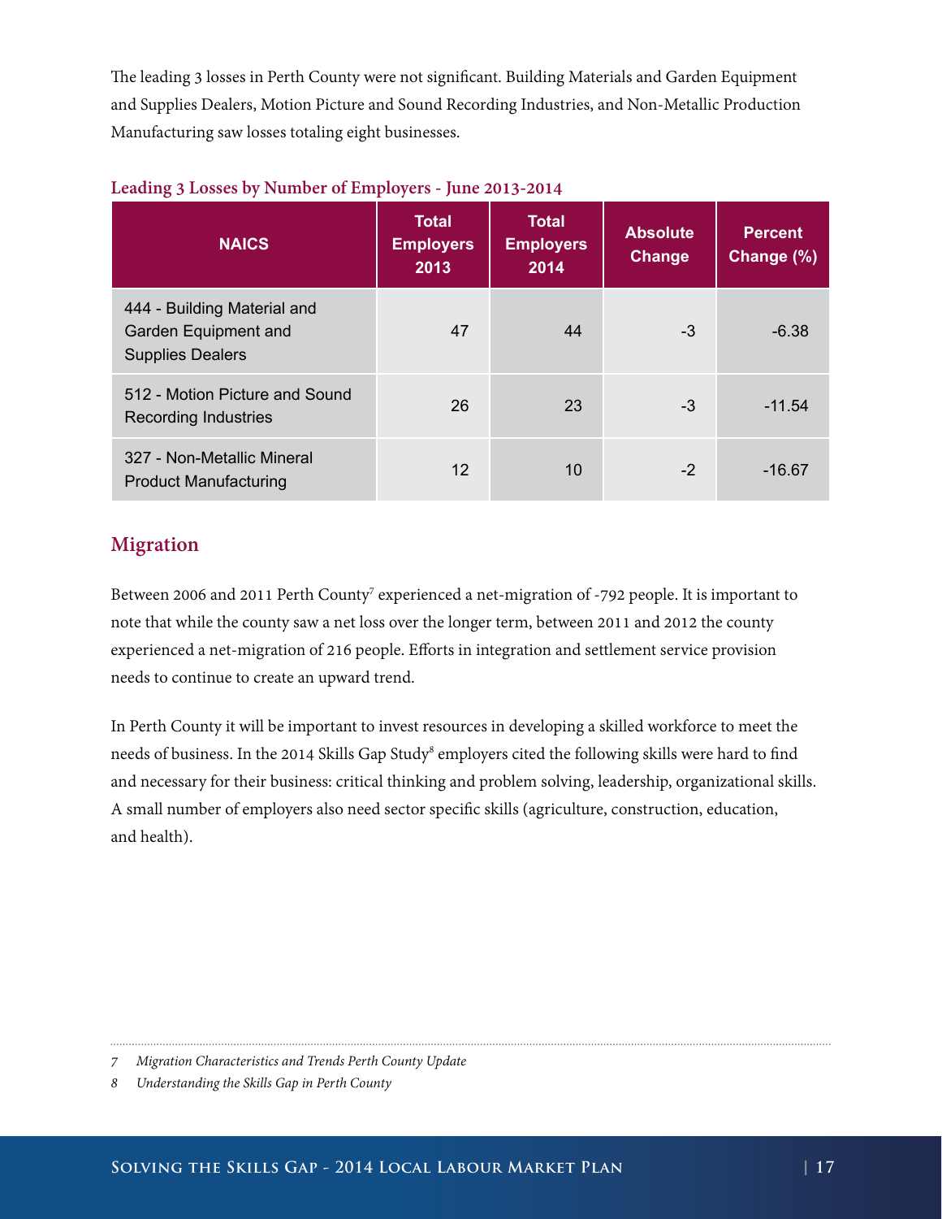The leading 3 losses in Perth County were not significant. Building Materials and Garden Equipment and Supplies Dealers, Motion Picture and Sound Recording Industries, and Non-Metallic Production Manufacturing saw losses totaling eight businesses.

### Leading 3 Losses by Number of Employers - June 2013-2014

| NAICS | Total Employers 2013 | Total Employers 2014 | Absolute Change | Percent Change (%) |
|---|---|---|---|---|
| 444 - Building Material and Garden Equipment and Supplies Dealers | 47 | 44 | -3 | -6.38 |
| 512 - Motion Picture and Sound Recording Industries | 26 | 23 | -3 | -11.54 |
| 327 - Non-Metallic Mineral Product Manufacturing | 12 | 10 | -2 | -16.67 |

## Migration

Between 2006 and 2011 Perth County[7] experienced a net-migration of -792 people. It is important to note that while the county saw a net loss over the longer term, between 2011 and 2012 the county experienced a net-migration of 216 people. Efforts in integration and settlement service provision needs to continue to create an upward trend.

In Perth County it will be important to invest resources in developing a skilled workforce to meet the needs of business. In the 2014 Skills Gap Study[8] employers cited the following skills were hard to find and necessary for their business: critical thinking and problem solving, leadership, organizational skills. A small number of employers also need sector specific skills (agriculture, construction, education, and health).

---

7 *Migration Characteristics and Trends Perth County Update*

8 *Understanding the Skills Gap in Perth County*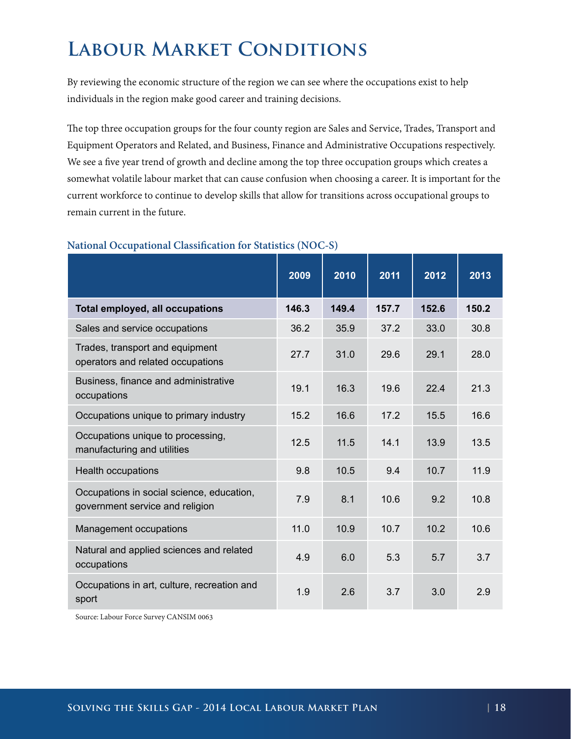# Labour Market Conditions

By reviewing the economic structure of the region we can see where the occupations exist to help individuals in the region make good career and training decisions.

The top three occupation groups for the four county region are Sales and Service, Trades, Transport and Equipment Operators and Related, and Business, Finance and Administrative Occupations respectively. We see a five year trend of growth and decline among the top three occupation groups which creates a somewhat volatile labour market that can cause confusion when choosing a career. It is important for the current workforce to continue to develop skills that allow for transitions across occupational groups to remain current in the future.

### National Occupational Classification for Statistics (NOC-S)

| | 2009 | 2010 | 2011 | 2012 | 2013 |
|---|---|---|---|---|---|
| **Total employed, all occupations** | **146.3** | **149.4** | **157.7** | **152.6** | **150.2** |
| Sales and service occupations | 36.2 | 35.9 | 37.2 | 33.0 | 30.8 |
| Trades, transport and equipment operators and related occupations | 27.7 | 31.0 | 29.6 | 29.1 | 28.0 |
| Business, finance and administrative occupations | 19.1 | 16.3 | 19.6 | 22.4 | 21.3 |
| Occupations unique to primary industry | 15.2 | 16.6 | 17.2 | 15.5 | 16.6 |
| Occupations unique to processing, manufacturing and utilities | 12.5 | 11.5 | 14.1 | 13.9 | 13.5 |
| Health occupations | 9.8 | 10.5 | 9.4 | 10.7 | 11.9 |
| Occupations in social science, education, government service and religion | 7.9 | 8.1 | 10.6 | 9.2 | 10.8 |
| Management occupations | 11.0 | 10.9 | 10.7 | 10.2 | 10.6 |
| Natural and applied sciences and related occupations | 4.9 | 6.0 | 5.3 | 5.7 | 3.7 |
| Occupations in art, culture, recreation and sport | 1.9 | 2.6 | 3.7 | 3.0 | 2.9 |

Source: Labour Force Survey CANSIM 0063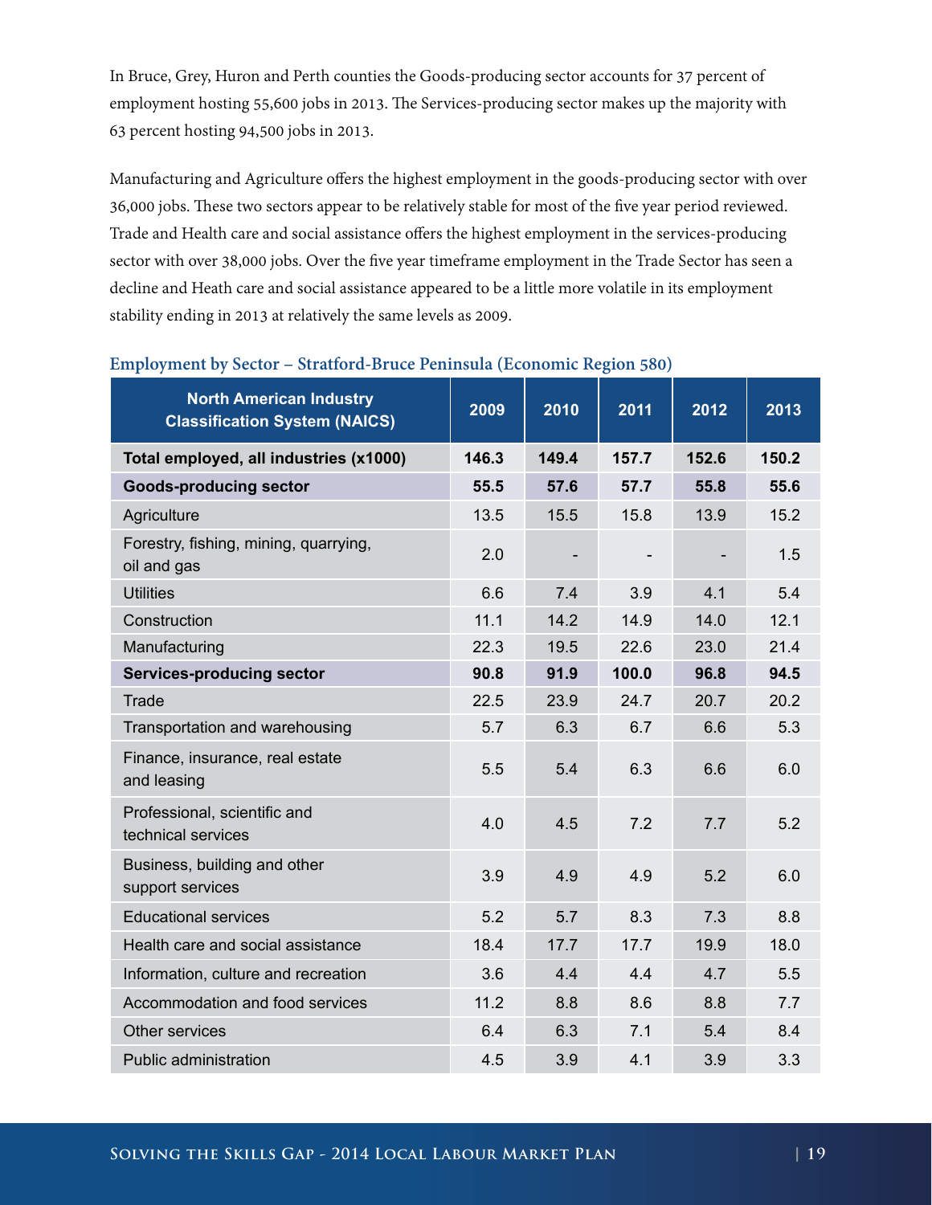In Bruce, Grey, Huron and Perth counties the Goods-producing sector accounts for 37 percent of employment hosting 55,600 jobs in 2013. The Services-producing sector makes up the majority with 63 percent hosting 94,500 jobs in 2013.

Manufacturing and Agriculture offers the highest employment in the goods-producing sector with over 36,000 jobs. These two sectors appear to be relatively stable for most of the five year period reviewed. Trade and Health care and social assistance offers the highest employment in the services-producing sector with over 38,000 jobs. Over the five year timeframe employment in the Trade Sector has seen a decline and Heath care and social assistance appeared to be a little more volatile in its employment stability ending in 2013 at relatively the same levels as 2009.

### Employment by Sector – Stratford-Bruce Peninsula (Economic Region 580)

| North American Industry Classification System (NAICS) | 2009 | 2010 | 2011 | 2012 | 2013 |
|---|---|---|---|---|---|
| **Total employed, all industries (x1000)** | **146.3** | **149.4** | **157.7** | **152.6** | **150.2** |
| **Goods-producing sector** | **55.5** | **57.6** | **57.7** | **55.8** | **55.6** |
| Agriculture | 13.5 | 15.5 | 15.8 | 13.9 | 15.2 |
| Forestry, fishing, mining, quarrying, oil and gas | 2.0 | - | - | - | 1.5 |
| Utilities | 6.6 | 7.4 | 3.9 | 4.1 | 5.4 |
| Construction | 11.1 | 14.2 | 14.9 | 14.0 | 12.1 |
| Manufacturing | 22.3 | 19.5 | 22.6 | 23.0 | 21.4 |
| **Services-producing sector** | **90.8** | **91.9** | **100.0** | **96.8** | **94.5** |
| Trade | 22.5 | 23.9 | 24.7 | 20.7 | 20.2 |
| Transportation and warehousing | 5.7 | 6.3 | 6.7 | 6.6 | 5.3 |
| Finance, insurance, real estate and leasing | 5.5 | 5.4 | 6.3 | 6.6 | 6.0 |
| Professional, scientific and technical services | 4.0 | 4.5 | 7.2 | 7.7 | 5.2 |
| Business, building and other support services | 3.9 | 4.9 | 4.9 | 5.2 | 6.0 |
| Educational services | 5.2 | 5.7 | 8.3 | 7.3 | 8.8 |
| Health care and social assistance | 18.4 | 17.7 | 17.7 | 19.9 | 18.0 |
| Information, culture and recreation | 3.6 | 4.4 | 4.4 | 4.7 | 5.5 |
| Accommodation and food services | 11.2 | 8.8 | 8.6 | 8.8 | 7.7 |
| Other services | 6.4 | 6.3 | 7.1 | 5.4 | 8.4 |
| Public administration | 4.5 | 3.9 | 4.1 | 3.9 | 3.3 |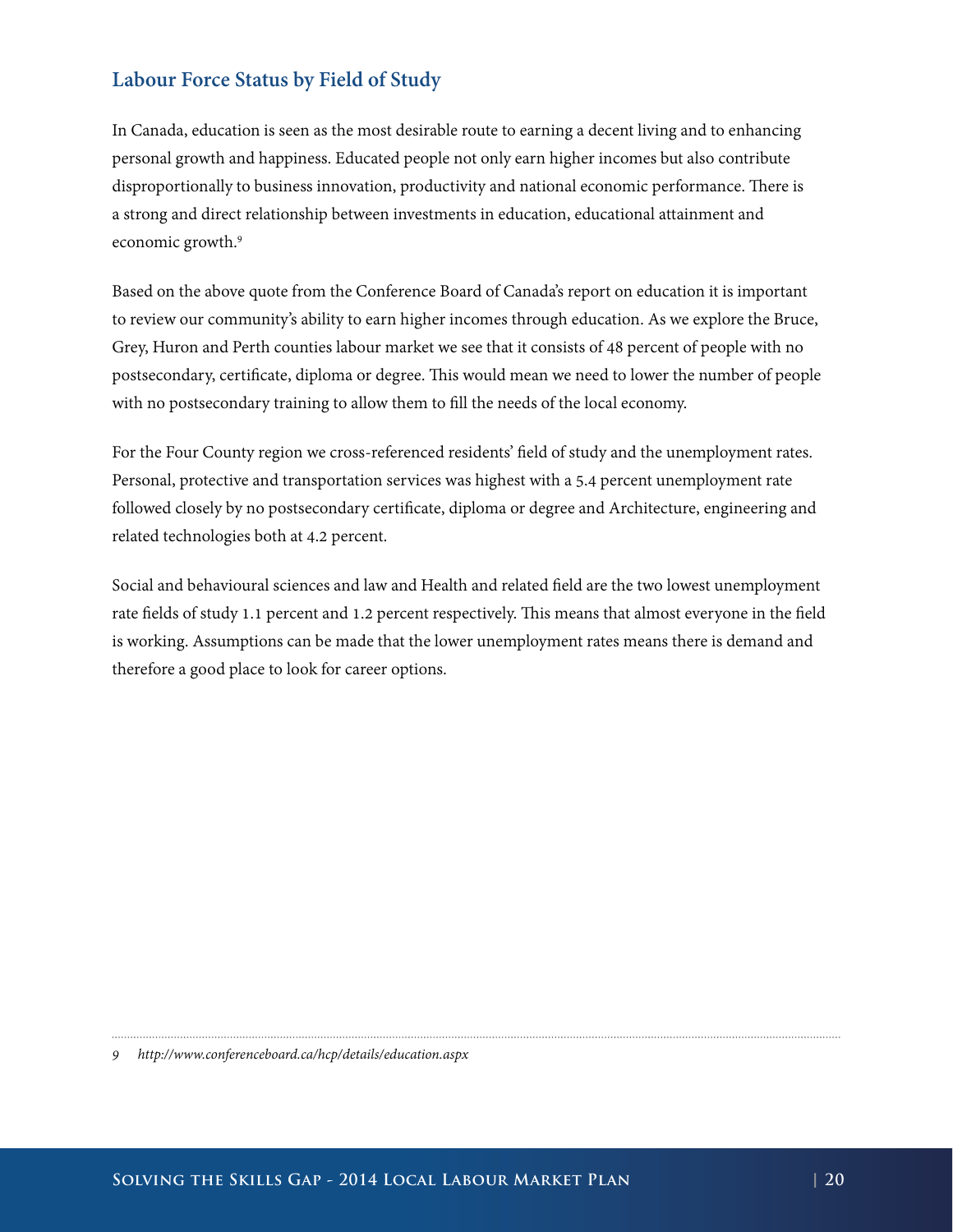## Labour Force Status by Field of Study

In Canada, education is seen as the most desirable route to earning a decent living and to enhancing personal growth and happiness. Educated people not only earn higher incomes but also contribute disproportionally to business innovation, productivity and national economic performance. There is a strong and direct relationship between investments in education, educational attainment and economic growth.[9]

Based on the above quote from the Conference Board of Canada's report on education it is important to review our community's ability to earn higher incomes through education. As we explore the Bruce, Grey, Huron and Perth counties labour market we see that it consists of 48 percent of people with no postsecondary, certificate, diploma or degree. This would mean we need to lower the number of people with no postsecondary training to allow them to fill the needs of the local economy.

For the Four County region we cross-referenced residents' field of study and the unemployment rates. Personal, protective and transportation services was highest with a 5.4 percent unemployment rate followed closely by no postsecondary certificate, diploma or degree and Architecture, engineering and related technologies both at 4.2 percent.

Social and behavioural sciences and law and Health and related field are the two lowest unemployment rate fields of study 1.1 percent and 1.2 percent respectively. This means that almost everyone in the field is working. Assumptions can be made that the lower unemployment rates means there is demand and therefore a good place to look for career options.

---

*9 http://www.conferenceboard.ca/hcp/details/education.aspx*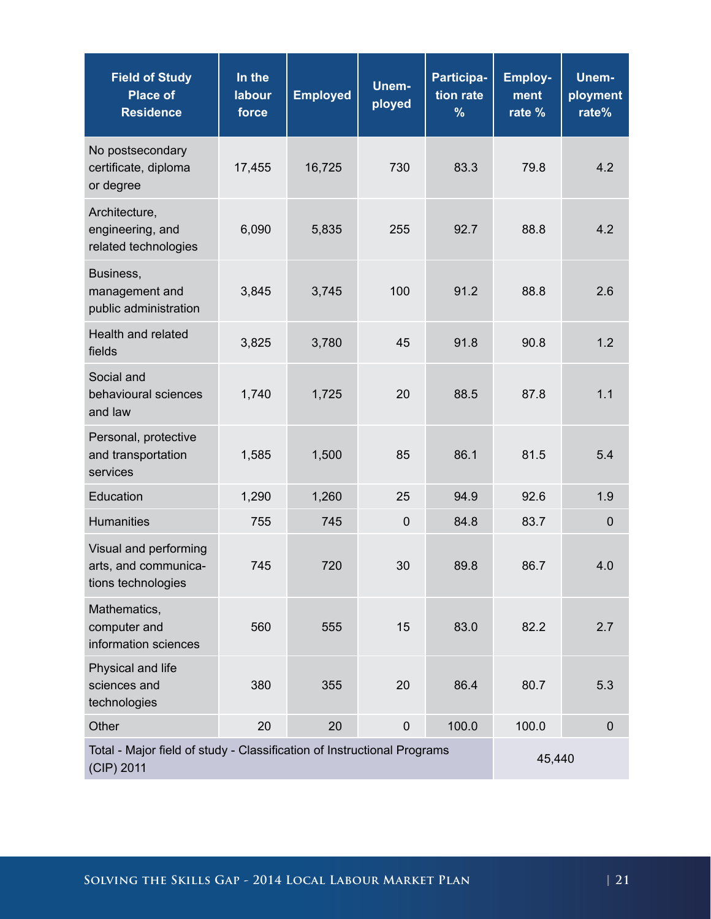| Field of Study Place of Residence | In the labour force | Employed | Unem-ployed | Participa-tion rate % | Employ-ment rate % | Unem-ployment rate% |
|---|---|---|---|---|---|---|
| No postsecondary certificate, diploma or degree | 17,455 | 16,725 | 730 | 83.3 | 79.8 | 4.2 |
| Architecture, engineering, and related technologies | 6,090 | 5,835 | 255 | 92.7 | 88.8 | 4.2 |
| Business, management and public administration | 3,845 | 3,745 | 100 | 91.2 | 88.8 | 2.6 |
| Health and related fields | 3,825 | 3,780 | 45 | 91.8 | 90.8 | 1.2 |
| Social and behavioural sciences and law | 1,740 | 1,725 | 20 | 88.5 | 87.8 | 1.1 |
| Personal, protective and transportation services | 1,585 | 1,500 | 85 | 86.1 | 81.5 | 5.4 |
| Education | 1,290 | 1,260 | 25 | 94.9 | 92.6 | 1.9 |
| Humanities | 755 | 745 | 0 | 84.8 | 83.7 | 0 |
| Visual and performing arts, and communica-tions technologies | 745 | 720 | 30 | 89.8 | 86.7 | 4.0 |
| Mathematics, computer and information sciences | 560 | 555 | 15 | 83.0 | 82.2 | 2.7 |
| Physical and life sciences and technologies | 380 | 355 | 20 | 86.4 | 80.7 | 5.3 |
| Other | 20 | 20 | 0 | 100.0 | 100.0 | 0 |
| Total - Major field of study - Classification of Instructional Programs (CIP) 2011 | | | | | 45,440 | |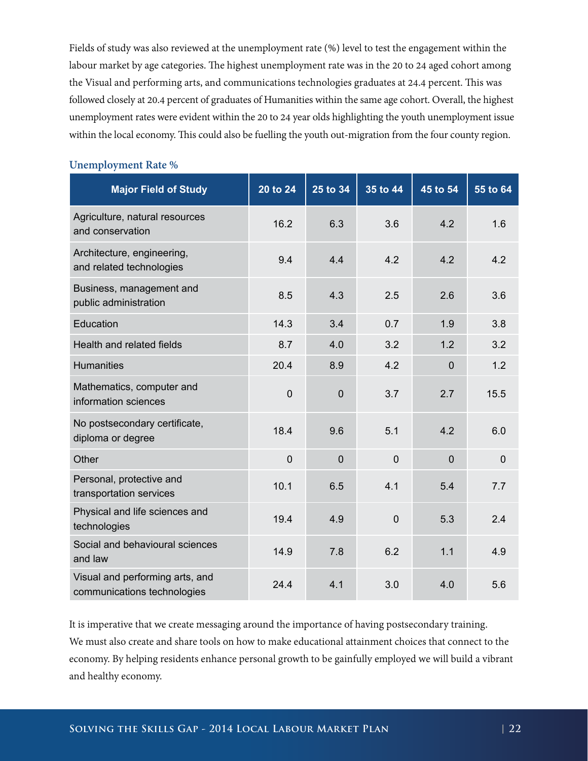Fields of study was also reviewed at the unemployment rate (%) level to test the engagement within the labour market by age categories. The highest unemployment rate was in the 20 to 24 aged cohort among the Visual and performing arts, and communications technologies graduates at 24.4 percent. This was followed closely at 20.4 percent of graduates of Humanities within the same age cohort. Overall, the highest unemployment rates were evident within the 20 to 24 year olds highlighting the youth unemployment issue within the local economy. This could also be fuelling the youth out-migration from the four county region.

### Unemployment Rate %

| Major Field of Study | 20 to 24 | 25 to 34 | 35 to 44 | 45 to 54 | 55 to 64 |
|---|---|---|---|---|---|
| Agriculture, natural resources and conservation | 16.2 | 6.3 | 3.6 | 4.2 | 1.6 |
| Architecture, engineering, and related technologies | 9.4 | 4.4 | 4.2 | 4.2 | 4.2 |
| Business, management and public administration | 8.5 | 4.3 | 2.5 | 2.6 | 3.6 |
| Education | 14.3 | 3.4 | 0.7 | 1.9 | 3.8 |
| Health and related fields | 8.7 | 4.0 | 3.2 | 1.2 | 3.2 |
| Humanities | 20.4 | 8.9 | 4.2 | 0 | 1.2 |
| Mathematics, computer and information sciences | 0 | 0 | 3.7 | 2.7 | 15.5 |
| No postsecondary certificate, diploma or degree | 18.4 | 9.6 | 5.1 | 4.2 | 6.0 |
| Other | 0 | 0 | 0 | 0 | 0 |
| Personal, protective and transportation services | 10.1 | 6.5 | 4.1 | 5.4 | 7.7 |
| Physical and life sciences and technologies | 19.4 | 4.9 | 0 | 5.3 | 2.4 |
| Social and behavioural sciences and law | 14.9 | 7.8 | 6.2 | 1.1 | 4.9 |
| Visual and performing arts, and communications technologies | 24.4 | 4.1 | 3.0 | 4.0 | 5.6 |

It is imperative that we create messaging around the importance of having postsecondary training. We must also create and share tools on how to make educational attainment choices that connect to the economy. By helping residents enhance personal growth to be gainfully employed we will build a vibrant and healthy economy.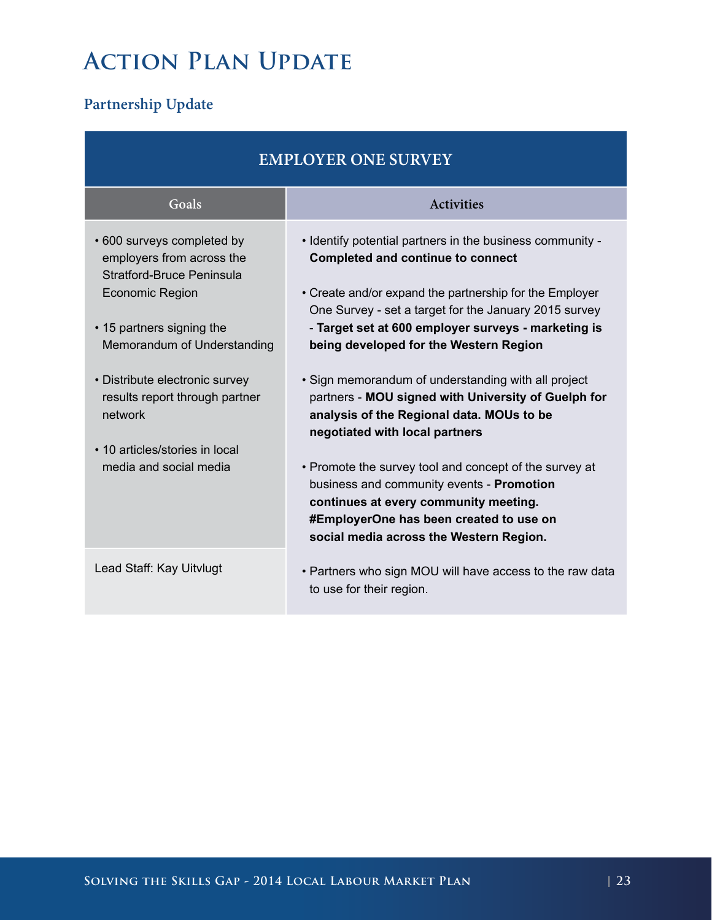# Action Plan Update

## Partnership Update

| EMPLOYER ONE SURVEY | |
|---|---|
| **Goals** | **Activities** |
| • 600 surveys completed by employers from across the Stratford-Bruce Peninsula Economic Region<br><br>• 15 partners signing the Memorandum of Understanding<br><br>• Distribute electronic survey results report through partner network<br><br>• 10 articles/stories in local media and social media | • Identify potential partners in the business community - **Completed and continue to connect**<br><br>• Create and/or expand the partnership for the Employer One Survey - set a target for the January 2015 survey - **Target set at 600 employer surveys - marketing is being developed for the Western Region**<br><br>• Sign memorandum of understanding with all project partners - **MOU signed with University of Guelph for analysis of the Regional data. MOUs to be negotiated with local partners**<br><br>• Promote the survey tool and concept of the survey at business and community events - **Promotion continues at every community meeting. #EmployerOne has been created to use on social media across the Western Region.** |
| Lead Staff: Kay Uitvlugt | • Partners who sign MOU will have access to the raw data to use for their region. |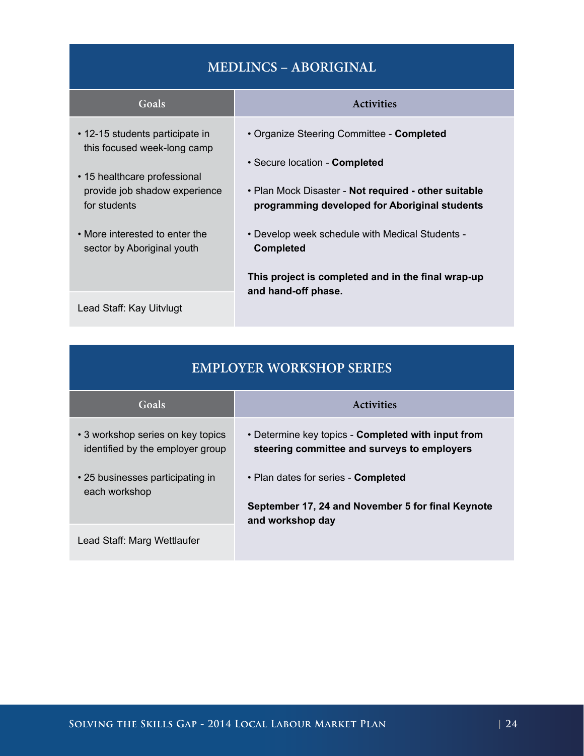## MEDLINCS – ABORIGINAL

| Goals | Activities |
| --- | --- |
| • 12-15 students participate in this focused week-long camp<br>• 15 healthcare professional provide job shadow experience for students<br>• More interested to enter the sector by Aboriginal youth | • Organize Steering Committee - **Completed**<br>• Secure location - **Completed**<br>• Plan Mock Disaster - **Not required - other suitable programming developed for Aboriginal students**<br>• Develop week schedule with Medical Students - **Completed**<br>**This project is completed and in the final wrap-up and hand-off phase.** |
| Lead Staff: Kay Uitvlugt | |

## EMPLOYER WORKSHOP SERIES

| Goals | Activities |
| --- | --- |
| • 3 workshop series on key topics identified by the employer group<br>• 25 businesses participating in each workshop | • Determine key topics - **Completed with input from steering committee and surveys to employers**<br>• Plan dates for series - **Completed**<br>**September 17, 24 and November 5 for final Keynote and workshop day** |
| Lead Staff: Marg Wettlaufer | |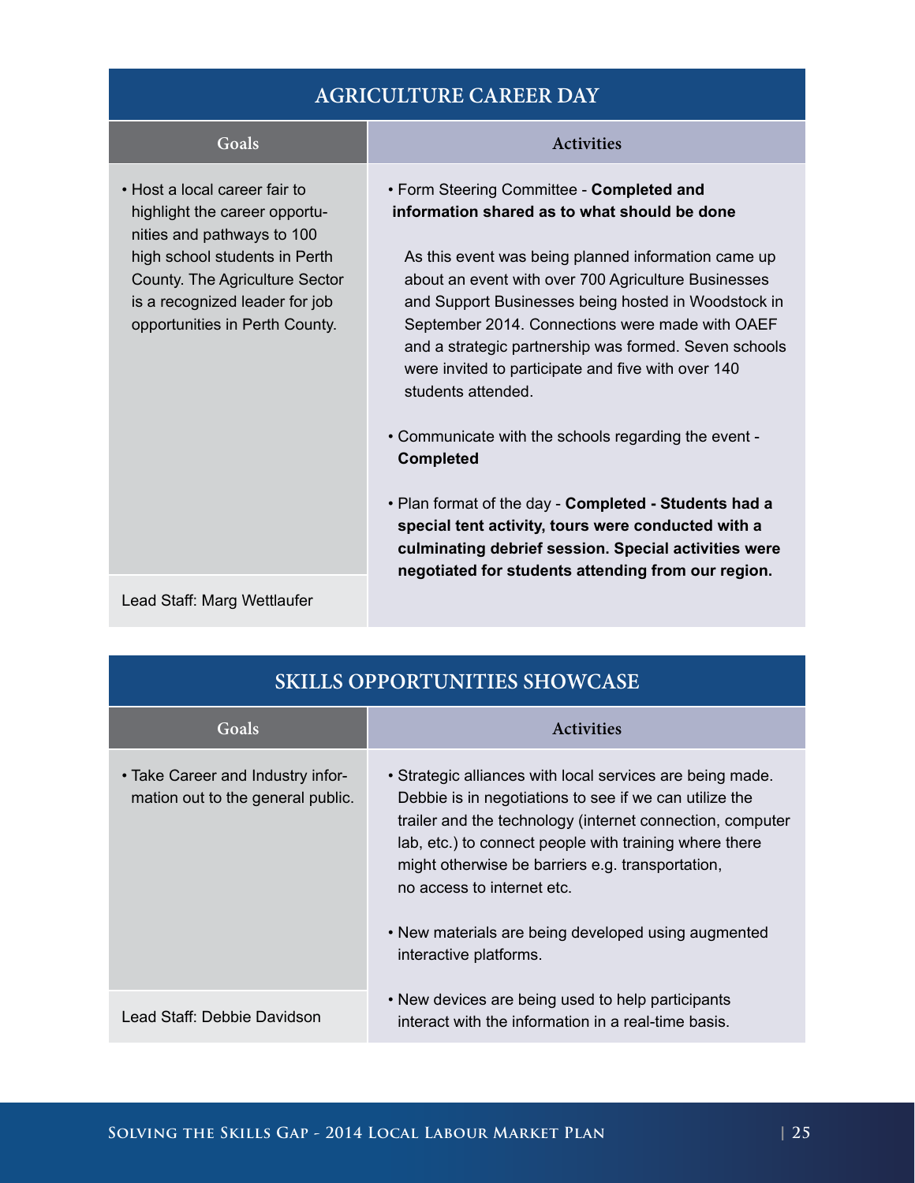## AGRICULTURE CAREER DAY

| Goals | Activities |
| --- | --- |
| • Host a local career fair to highlight the career opportunities and pathways to 100 high school students in Perth County. The Agriculture Sector is a recognized leader for job opportunities in Perth County.<br><br>Lead Staff: Marg Wettlaufer | • Form Steering Committee - **Completed and information shared as to what should be done**<br><br>As this event was being planned information came up about an event with over 700 Agriculture Businesses and Support Businesses being hosted in Woodstock in September 2014. Connections were made with OAEF and a strategic partnership was formed. Seven schools were invited to participate and five with over 140 students attended.<br><br>• Communicate with the schools regarding the event - **Completed**<br><br>• Plan format of the day - **Completed - Students had a special tent activity, tours were conducted with a culminating debrief session. Special activities were negotiated for students attending from our region.** |

## SKILLS OPPORTUNITIES SHOWCASE

| Goals | Activities |
| --- | --- |
| • Take Career and Industry information out to the general public.<br><br>Lead Staff: Debbie Davidson | • Strategic alliances with local services are being made. Debbie is in negotiations to see if we can utilize the trailer and the technology (internet connection, computer lab, etc.) to connect people with training where there might otherwise be barriers e.g. transportation, no access to internet etc.<br><br>• New materials are being developed using augmented interactive platforms.<br><br>• New devices are being used to help participants interact with the information in a real-time basis. |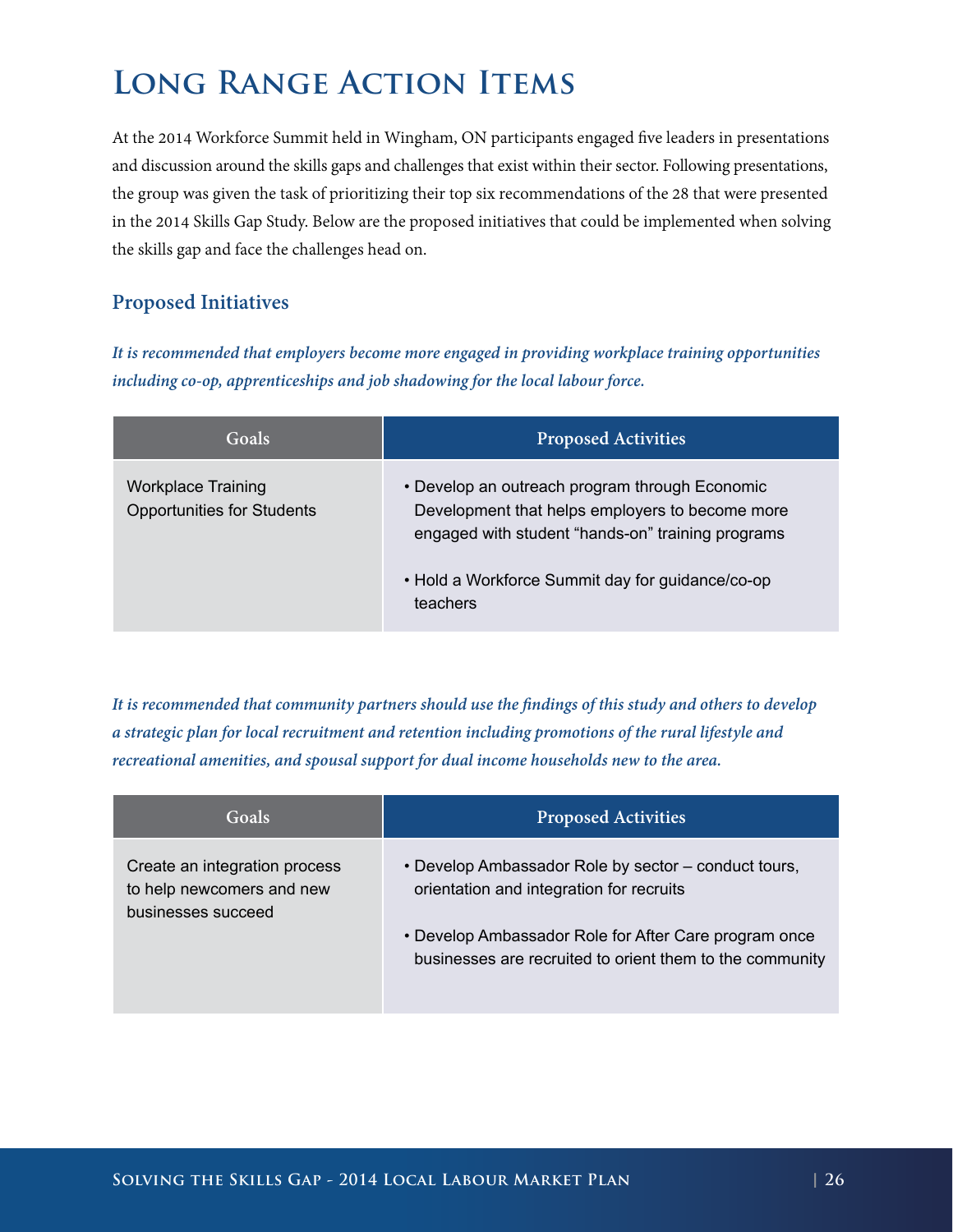# Long Range Action Items

At the 2014 Workforce Summit held in Wingham, ON participants engaged five leaders in presentations and discussion around the skills gaps and challenges that exist within their sector. Following presentations, the group was given the task of prioritizing their top six recommendations of the 28 that were presented in the 2014 Skills Gap Study. Below are the proposed initiatives that could be implemented when solving the skills gap and face the challenges head on.

## Proposed Initiatives

***It is recommended that employers become more engaged in providing workplace training opportunities including co-op, apprenticeships and job shadowing for the local labour force.***

| Goals | Proposed Activities |
|---|---|
| Workplace Training Opportunities for Students | • Develop an outreach program through Economic Development that helps employers to become more engaged with student "hands-on" training programs<br><br>• Hold a Workforce Summit day for guidance/co-op teachers |

***It is recommended that community partners should use the findings of this study and others to develop a strategic plan for local recruitment and retention including promotions of the rural lifestyle and recreational amenities, and spousal support for dual income households new to the area.***

| Goals | Proposed Activities |
|---|---|
| Create an integration process to help newcomers and new businesses succeed | • Develop Ambassador Role by sector – conduct tours, orientation and integration for recruits<br><br>• Develop Ambassador Role for After Care program once businesses are recruited to orient them to the community |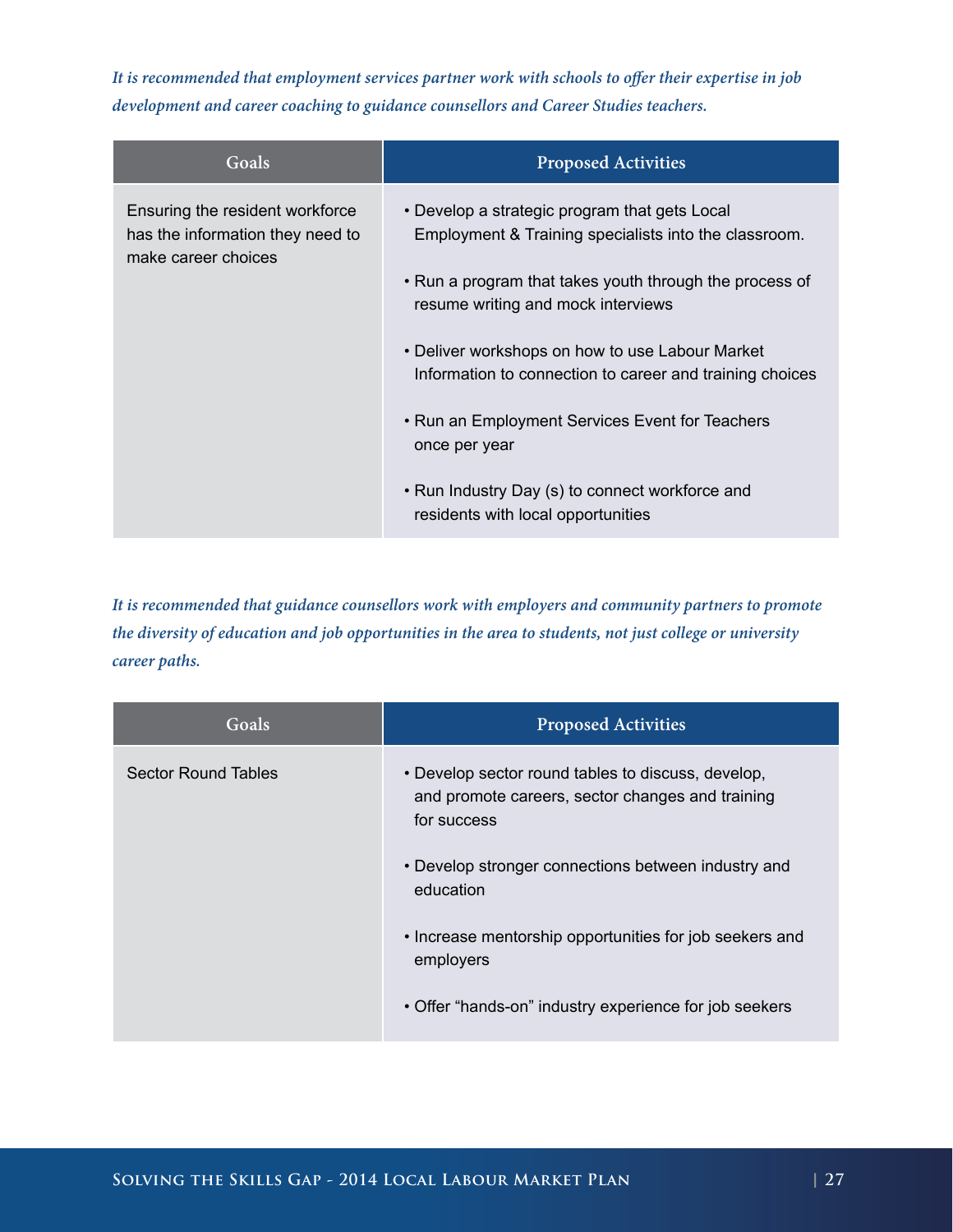*It is recommended that employment services partner work with schools to offer their expertise in job development and career coaching to guidance counsellors and Career Studies teachers.*

| Goals | Proposed Activities |
| --- | --- |
| Ensuring the resident workforce has the information they need to make career choices | • Develop a strategic program that gets Local Employment & Training specialists into the classroom.<br><br>• Run a program that takes youth through the process of resume writing and mock interviews<br><br>• Deliver workshops on how to use Labour Market Information to connection to career and training choices<br><br>• Run an Employment Services Event for Teachers once per year<br><br>• Run Industry Day (s) to connect workforce and residents with local opportunities |

*It is recommended that guidance counsellors work with employers and community partners to promote the diversity of education and job opportunities in the area to students, not just college or university career paths.*

| Goals | Proposed Activities |
| --- | --- |
| Sector Round Tables | • Develop sector round tables to discuss, develop, and promote careers, sector changes and training for success<br><br>• Develop stronger connections between industry and education<br><br>• Increase mentorship opportunities for job seekers and employers<br><br>• Offer "hands-on" industry experience for job seekers |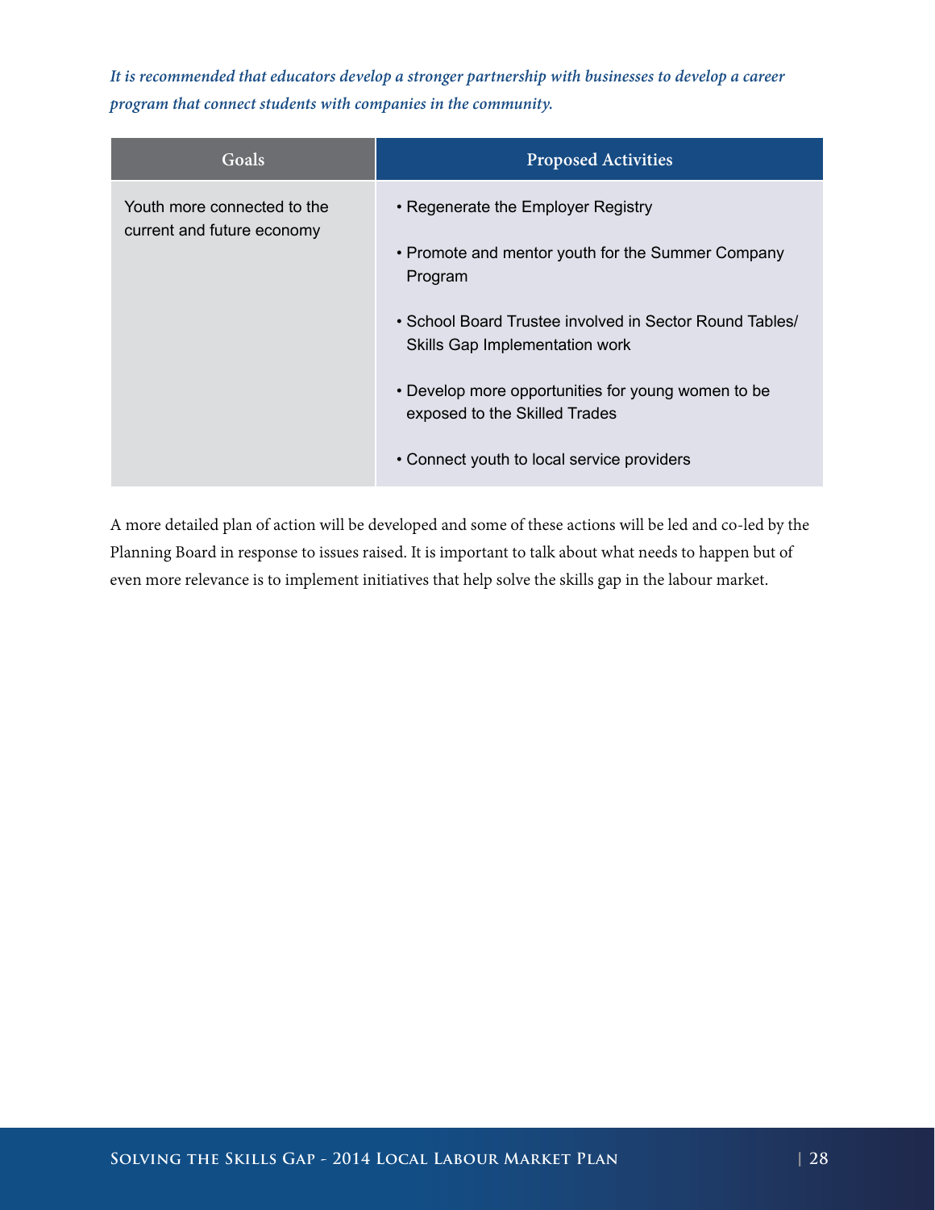*It is recommended that educators develop a stronger partnership with businesses to develop a career program that connect students with companies in the community.*

| Goals | Proposed Activities |
| --- | --- |
| Youth more connected to the current and future economy | • Regenerate the Employer Registry<br>• Promote and mentor youth for the Summer Company Program<br>• School Board Trustee involved in Sector Round Tables/ Skills Gap Implementation work<br>• Develop more opportunities for young women to be exposed to the Skilled Trades<br>• Connect youth to local service providers |

A more detailed plan of action will be developed and some of these actions will be led and co-led by the Planning Board in response to issues raised. It is important to talk about what needs to happen but of even more relevance is to implement initiatives that help solve the skills gap in the labour market.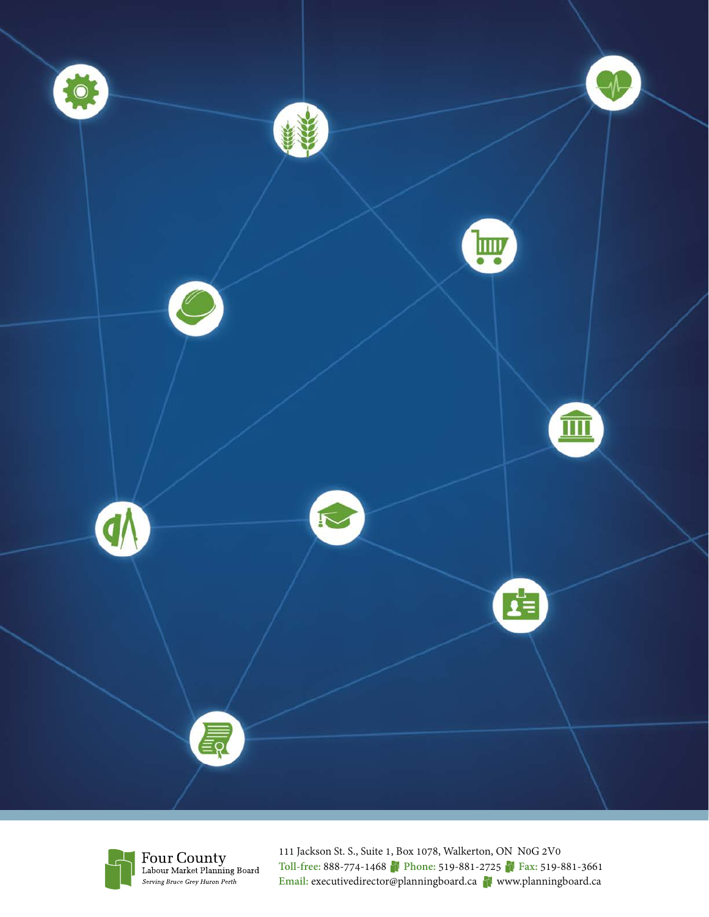Four County
Labour Market Planning Board
*Serving Bruce Grey Huron Perth*

111 Jackson St. S., Suite 1, Box 1078, Walkerton, ON N0G 2V0
**Toll-free:** 888-774-1468 **Phone:** 519-881-2725 **Fax:** 519-881-3661
**Email:** executivedirector@planningboard.ca www.planningboard.ca